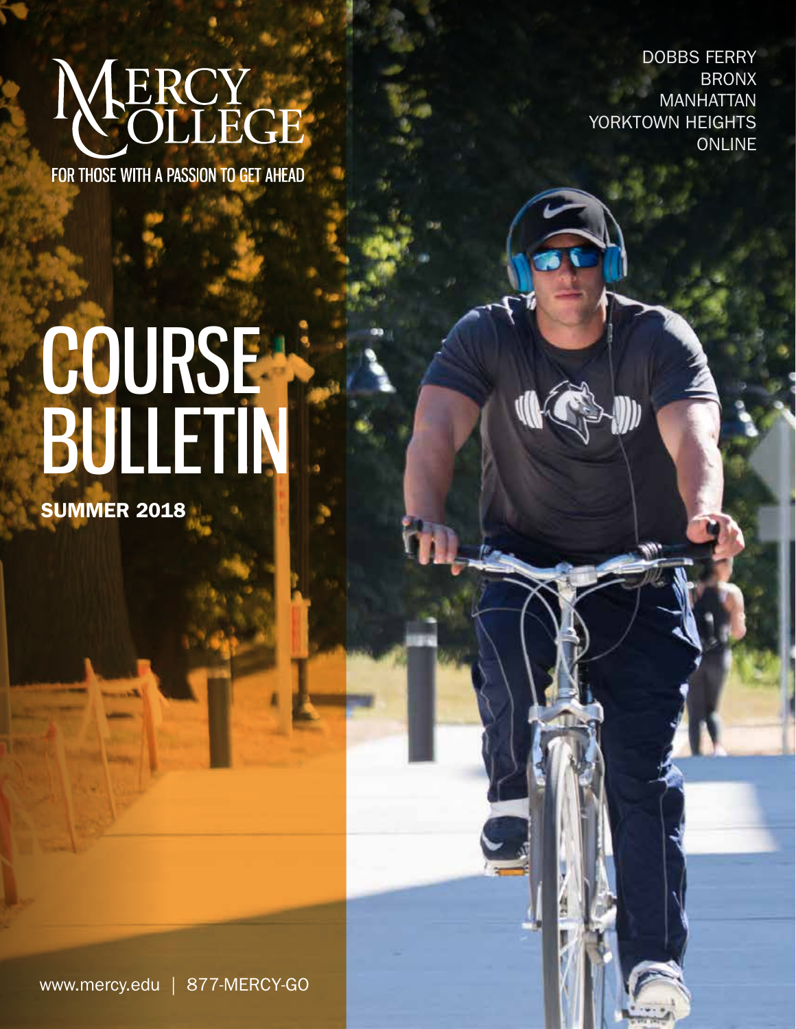# MERCY COLLEGE

FOR THOSE WITH A PASSION TO GET AHEAD

DOBBS FERRY
BRONX
MANHATTAN
YORKTOWN HEIGHTS
ONLINE

# COURSE BULLETIN

**SUMMER 2018**

www.mercy.edu | 877-MERCY-GO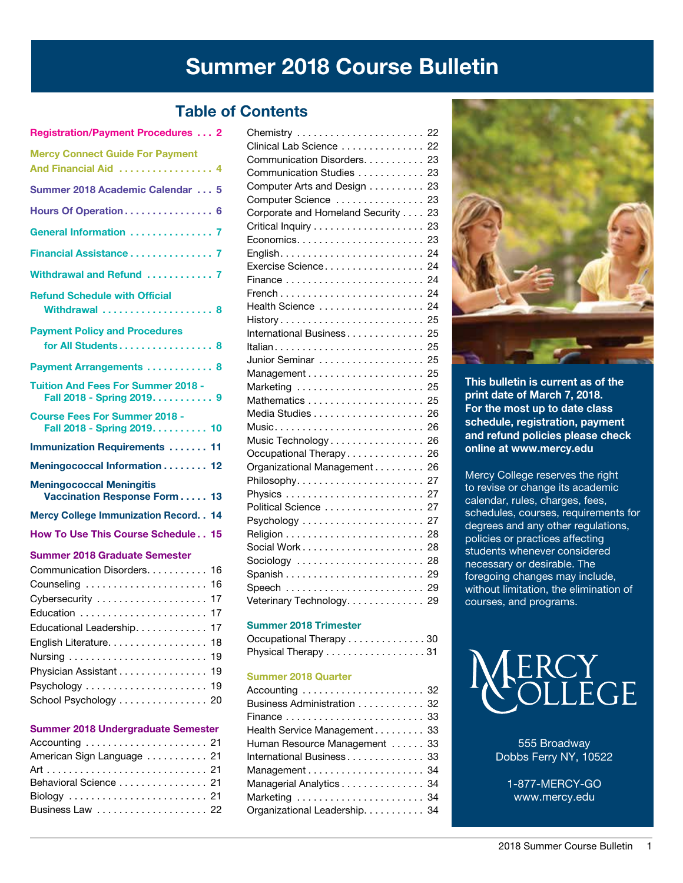# Summer 2018 Course Bulletin

## Table of Contents

- Registration/Payment Procedures . . . 2
- Mercy Connect Guide For Payment And Financial Aid . . . 4
- Summer 2018 Academic Calendar . . . 5
- Hours Of Operation . . . 6
- General Information . . . 7
- Financial Assistance . . . 7
- Withdrawal and Refund . . . 7
- Refund Schedule with Official Withdrawal . . . 8
- Payment Policy and Procedures for All Students . . . 8
- Payment Arrangements . . . 8
- Tuition And Fees For Summer 2018 - Fall 2018 - Spring 2019 . . . 9
- Course Fees For Summer 2018 - Fall 2018 - Spring 2019 . . . 10
- Immunization Requirements . . . 11
- Meningococcal Information . . . 12
- Meningococcal Meningitis Vaccination Response Form . . . 13
- Mercy College Immunization Record . . 14
- How To Use This Course Schedule . . 15

### Summer 2018 Graduate Semester

- Communication Disorders . . . 16
- Counseling . . . 16
- Cybersecurity . . . 17
- Education . . . 17
- Educational Leadership . . . 17
- English Literature . . . 18
- Nursing . . . 19
- Physician Assistant . . . 19
- Psychology . . . 19
- School Psychology . . . 20

### Summer 2018 Undergraduate Semester

- Accounting . . . 21
- American Sign Language . . . 21
- Art . . . 21
- Behavioral Science . . . 21
- Biology . . . 21
- Business Law . . . 22
- Chemistry . . . 22
- Clinical Lab Science . . . 22
- Communication Disorders . . . 23
- Communication Studies . . . 23
- Computer Arts and Design . . . 23
- Computer Science . . . 23
- Corporate and Homeland Security . . . 23
- Critical Inquiry . . . 23
- Economics . . . 23
- English . . . 24
- Exercise Science . . . 24
- Finance . . . 24
- French . . . 24
- Health Science . . . 24
- History . . . 25
- International Business . . . 25
- Italian . . . 25
- Junior Seminar . . . 25
- Management . . . 25
- Marketing . . . 25
- Mathematics . . . 25
- Media Studies . . . 26
- Music . . . 26
- Music Technology . . . 26
- Occupational Therapy . . . 26
- Organizational Management . . . 26
- Philosophy . . . 27
- Physics . . . 27
- Political Science . . . 27
- Psychology . . . 27
- Religion . . . 28
- Social Work . . . 28
- Sociology . . . 28
- Spanish . . . 29
- Speech . . . 29
- Veterinary Technology . . . 29

### Summer 2018 Trimester

- Occupational Therapy . . . 30
- Physical Therapy . . . 31

### Summer 2018 Quarter

- Accounting . . . 32
- Business Administration . . . 32
- Finance . . . 33
- Health Service Management . . . 33
- Human Resource Management . . . 33
- International Business . . . 33
- Management . . . 34
- Managerial Analytics . . . 34
- Marketing . . . 34
- Organizational Leadership . . . 34

**This bulletin is current as of the print date of March 7, 2018. For the most up to date class schedule, registration, payment and refund policies please check online at www.mercy.edu**

Mercy College reserves the right to revise or change its academic calendar, rules, charges, fees, schedules, courses, requirements for degrees and any other regulations, policies or practices affecting students whenever considered necessary or desirable. The foregoing changes may include, without limitation, the elimination of courses, and programs.

MERCY COLLEGE

555 Broadway
Dobbs Ferry NY, 10522

1-877-MERCY-GO
www.mercy.edu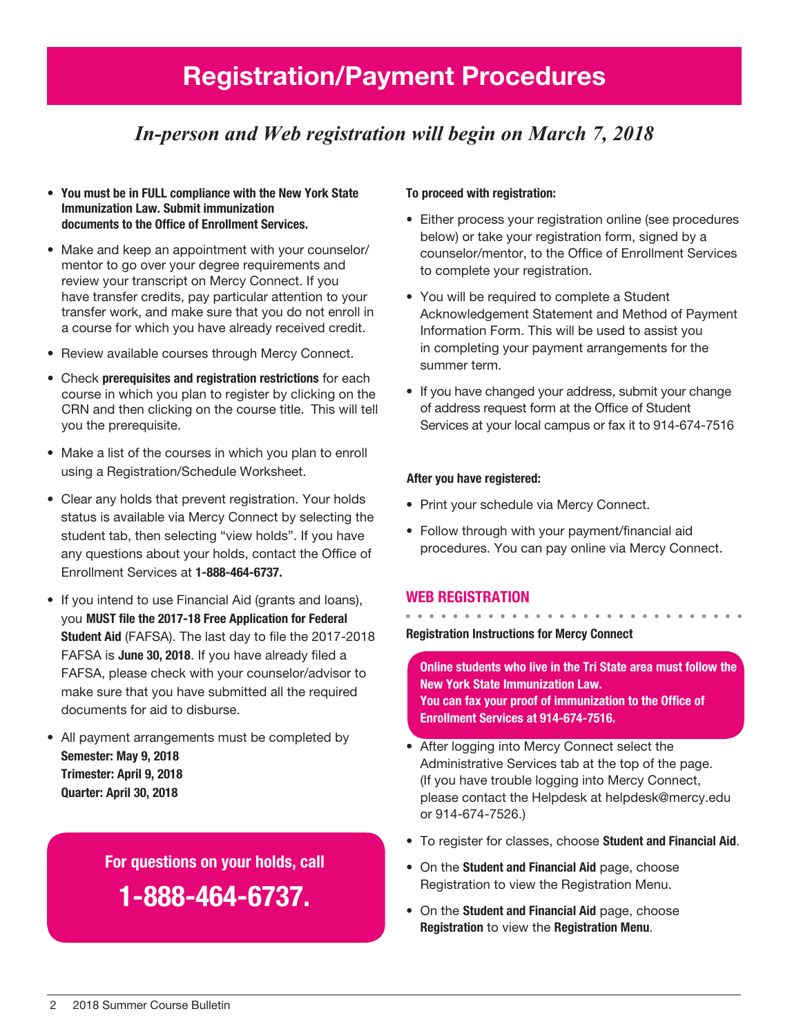# Registration/Payment Procedures

*In-person and Web registration will begin on March 7, 2018*

- **You must be in FULL compliance with the New York State Immunization Law. Submit immunization documents to the Office of Enrollment Services.**
- Make and keep an appointment with your counselor/mentor to go over your degree requirements and review your transcript on Mercy Connect. If you have transfer credits, pay particular attention to your transfer work, and make sure that you do not enroll in a course for which you have already received credit.
- Review available courses through Mercy Connect.
- Check **prerequisites and registration restrictions** for each course in which you plan to register by clicking on the CRN and then clicking on the course title. This will tell you the prerequisite.
- Make a list of the courses in which you plan to enroll using a Registration/Schedule Worksheet.
- Clear any holds that prevent registration. Your holds status is available via Mercy Connect by selecting the student tab, then selecting "view holds". If you have any questions about your holds, contact the Office of Enrollment Services at **1-888-464-6737.**
- If you intend to use Financial Aid (grants and loans), you **MUST file the 2017-18 Free Application for Federal Student Aid** (FAFSA). The last day to file the 2017-2018 FAFSA is **June 30, 2018**. If you have already filed a FAFSA, please check with your counselor/advisor to make sure that you have submitted all the required documents for aid to disburse.
- All payment arrangements must be completed by
  **Semester: May 9, 2018**
  **Trimester: April 9, 2018**
  **Quarter: April 30, 2018**

**For questions on your holds, call**

**1-888-464-6737.**

**To proceed with registration:**

- Either process your registration online (see procedures below) or take your registration form, signed by a counselor/mentor, to the Office of Enrollment Services to complete your registration.
- You will be required to complete a Student Acknowledgement Statement and Method of Payment Information Form. This will be used to assist you in completing your payment arrangements for the summer term.
- If you have changed your address, submit your change of address request form at the Office of Student Services at your local campus or fax it to 914-674-7516

**After you have registered:**

- Print your schedule via Mercy Connect.
- Follow through with your payment/financial aid procedures. You can pay online via Mercy Connect.

## WEB REGISTRATION

**Registration Instructions for Mercy Connect**

**Online students who live in the Tri State area must follow the New York State Immunization Law.**
**You can fax your proof of immunization to the Office of Enrollment Services at 914-674-7516.**

- After logging into Mercy Connect select the Administrative Services tab at the top of the page. (If you have trouble logging into Mercy Connect, please contact the Helpdesk at helpdesk@mercy.edu or 914-674-7526.)
- To register for classes, choose **Student and Financial Aid**.
- On the **Student and Financial Aid** page, choose Registration to view the Registration Menu.
- On the **Student and Financial Aid** page, choose **Registration** to view the **Registration Menu**.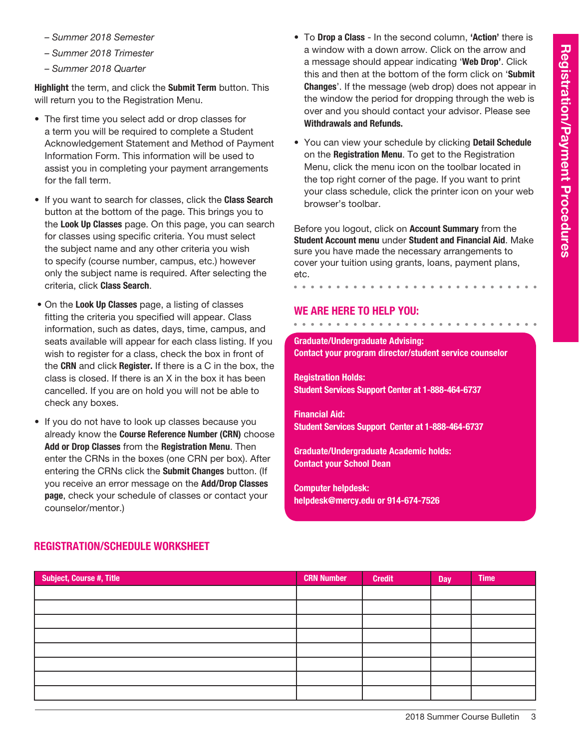– *Summer 2018 Semester*

– *Summer 2018 Trimester*

– *Summer 2018 Quarter*

**Highlight** the term, and click the **Submit Term** button. This will return you to the Registration Menu.

- The first time you select add or drop classes for a term you will be required to complete a Student Acknowledgement Statement and Method of Payment Information Form. This information will be used to assist you in completing your payment arrangements for the fall term.
- If you want to search for classes, click the **Class Search** button at the bottom of the page. This brings you to the **Look Up Classes** page. On this page, you can search for classes using specific criteria. You must select the subject name and any other criteria you wish to specify (course number, campus, etc.) however only the subject name is required. After selecting the criteria, click **Class Search**.
- On the **Look Up Classes** page, a listing of classes fitting the criteria you specified will appear. Class information, such as dates, days, time, campus, and seats available will appear for each class listing. If you wish to register for a class, check the box in front of the **CRN** and click **Register.** If there is a C in the box, the class is closed. If there is an X in the box it has been cancelled. If you are on hold you will not be able to check any boxes.
- If you do not have to look up classes because you already know the **Course Reference Number (CRN)** choose **Add or Drop Classes** from the **Registration Menu**. Then enter the CRNs in the boxes (one CRN per box). After entering the CRNs click the **Submit Changes** button. (If you receive an error message on the **Add/Drop Classes page**, check your schedule of classes or contact your counselor/mentor.)
- To **Drop a Class** - In the second column, **'Action'** there is a window with a down arrow. Click on the arrow and a message should appear indicating '**Web Drop'**. Click this and then at the bottom of the form click on '**Submit Changes**'. If the message (web drop) does not appear in the window the period for dropping through the web is over and you should contact your advisor. Please see **Withdrawals and Refunds.**
- You can view your schedule by clicking **Detail Schedule** on the **Registration Menu**. To get to the Registration Menu, click the menu icon on the toolbar located in the top right corner of the page. If you want to print your class schedule, click the printer icon on your web browser's toolbar.

Before you logout, click on **Account Summary** from the **Student Account menu** under **Student and Financial Aid**. Make sure you have made the necessary arrangements to cover your tuition using grants, loans, payment plans, etc.

## WE ARE HERE TO HELP YOU:

**Graduate/Undergraduate Advising:**
**Contact your program director/student service counselor**

**Registration Holds:**
**Student Services Support Center at 1-888-464-6737**

**Financial Aid:**
**Student Services Support Center at 1-888-464-6737**

**Graduate/Undergraduate Academic holds:**
**Contact your School Dean**

**Computer helpdesk:**
**helpdesk@mercy.edu or 914-674-7526**

## REGISTRATION/SCHEDULE WORKSHEET

| Subject, Course #, Title | CRN Number | Credit | Day | Time |
|---|---|---|---|---|
| | | | | |
| | | | | |
| | | | | |
| | | | | |
| | | | | |
| | | | | |
| | | | | |
| | | | | |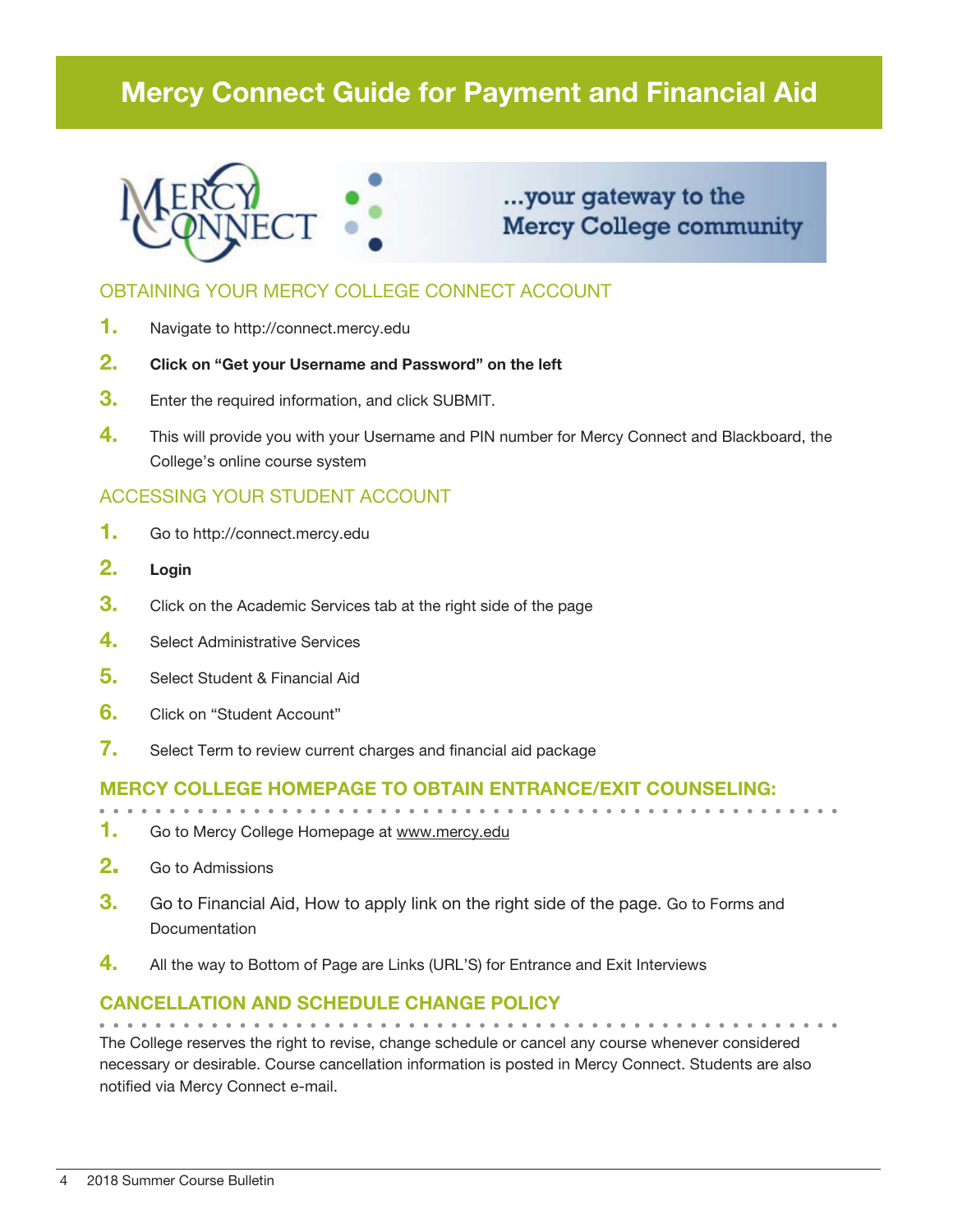# Mercy Connect Guide for Payment and Financial Aid

...your gateway to the Mercy College community

## OBTAINING YOUR MERCY COLLEGE CONNECT ACCOUNT

1. Navigate to http://connect.mercy.edu
2. **Click on "Get your Username and Password" on the left**
3. Enter the required information, and click SUBMIT.
4. This will provide you with your Username and PIN number for Mercy Connect and Blackboard, the College's online course system

## ACCESSING YOUR STUDENT ACCOUNT

1. Go to http://connect.mercy.edu
2. **Login**
3. Click on the Academic Services tab at the right side of the page
4. Select Administrative Services
5. Select Student & Financial Aid
6. Click on "Student Account"
7. Select Term to review current charges and financial aid package

## MERCY COLLEGE HOMEPAGE TO OBTAIN ENTRANCE/EXIT COUNSELING:

1. Go to Mercy College Homepage at www.mercy.edu
2. Go to Admissions
3. Go to Financial Aid, How to apply link on the right side of the page. Go to Forms and Documentation
4. All the way to Bottom of Page are Links (URL'S) for Entrance and Exit Interviews

## CANCELLATION AND SCHEDULE CHANGE POLICY

The College reserves the right to revise, change schedule or cancel any course whenever considered necessary or desirable. Course cancellation information is posted in Mercy Connect. Students are also notified via Mercy Connect e-mail.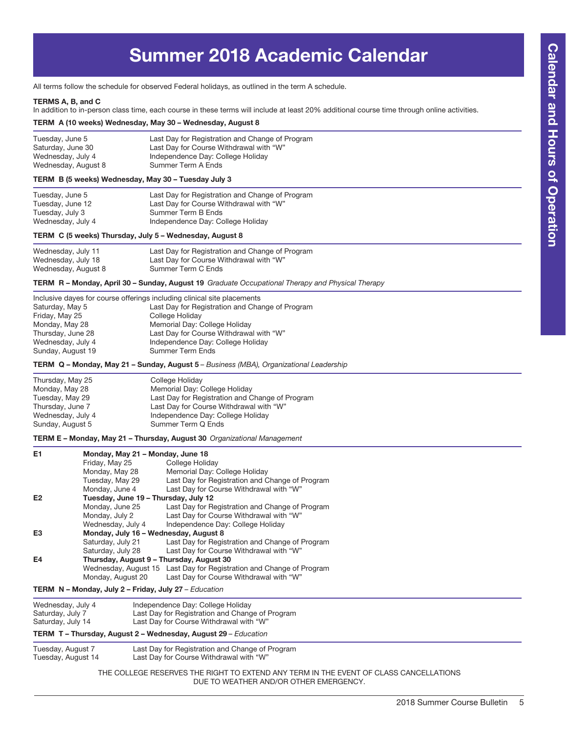# Summer 2018 Academic Calendar

All terms follow the schedule for observed Federal holidays, as outlined in the term A schedule.

**TERMS A, B, and C**
In addition to in-person class time, each course in these terms will include at least 20% additional course time through online activities.

### TERM A (10 weeks) Wednesday, May 30 – Wednesday, August 8

| | |
|---|---|
| Tuesday, June 5 | Last Day for Registration and Change of Program |
| Saturday, June 30 | Last Day for Course Withdrawal with "W" |
| Wednesday, July 4 | Independence Day: College Holiday |
| Wednesday, August 8 | Summer Term A Ends |

### TERM B (5 weeks) Wednesday, May 30 – Tuesday July 3

| | |
|---|---|
| Tuesday, June 5 | Last Day for Registration and Change of Program |
| Tuesday, June 12 | Last Day for Course Withdrawal with "W" |
| Tuesday, July 3 | Summer Term B Ends |
| Wednesday, July 4 | Independence Day: College Holiday |

### TERM C (5 weeks) Thursday, July 5 – Wednesday, August 8

| | |
|---|---|
| Wednesday, July 11 | Last Day for Registration and Change of Program |
| Wednesday, July 18 | Last Day for Course Withdrawal with "W" |
| Wednesday, August 8 | Summer Term C Ends |

### TERM R – Monday, April 30 – Sunday, August 19 *Graduate Occupational Therapy and Physical Therapy*

Inclusive dayes for course offerings including clinical site placements

| | |
|---|---|
| Saturday, May 5 | Last Day for Registration and Change of Program |
| Friday, May 25 | College Holiday |
| Monday, May 28 | Memorial Day: College Holiday |
| Thursday, June 28 | Last Day for Course Withdrawal with "W" |
| Wednesday, July 4 | Independence Day: College Holiday |
| Sunday, August 19 | Summer Term Ends |

### TERM Q – Monday, May 21 – Sunday, August 5 – *Business (MBA), Organizational Leadership*

| | |
|---|---|
| Thursday, May 25 | College Holiday |
| Monday, May 28 | Memorial Day: College Holiday |
| Tuesday, May 29 | Last Day for Registration and Change of Program |
| Thursday, June 7 | Last Day for Course Withdrawal with "W" |
| Wednesday, July 4 | Independence Day: College Holiday |
| Sunday, August 5 | Summer Term Q Ends |

### TERM E – Monday, May 21 – Thursday, August 30 *Organizational Management*

| | | |
|---|---|---|
| **E1** | **Monday, May 21 – Monday, June 18** | |
| | Friday, May 25 | College Holiday |
| | Monday, May 28 | Memorial Day: College Holiday |
| | Tuesday, May 29 | Last Day for Registration and Change of Program |
| | Monday, June 4 | Last Day for Course Withdrawal with "W" |
| **E2** | **Tuesday, June 19 – Thursday, July 12** | |
| | Monday, June 25 | Last Day for Registration and Change of Program |
| | Monday, July 2 | Last Day for Course Withdrawal with "W" |
| | Wednesday, July 4 | Independence Day: College Holiday |
| **E3** | **Monday, July 16 – Wednesday, August 8** | |
| | Saturday, July 21 | Last Day for Registration and Change of Program |
| | Saturday, July 28 | Last Day for Course Withdrawal with "W" |
| **E4** | **Thursday, August 9 – Thursday, August 30** | |
| | Wednesday, August 15 | Last Day for Registration and Change of Program |
| | Monday, August 20 | Last Day for Course Withdrawal with "W" |

### TERM N – Monday, July 2 – Friday, July 27 – *Education*

| | |
|---|---|
| Wednesday, July 4 | Independence Day: College Holiday |
| Saturday, July 7 | Last Day for Registration and Change of Program |
| Saturday, July 14 | Last Day for Course Withdrawal with "W" |

### TERM T – Thursday, August 2 – Wednesday, August 29 – *Education*

| | |
|---|---|
| Tuesday, August 7 | Last Day for Registration and Change of Program |
| Tuesday, August 14 | Last Day for Course Withdrawal with "W" |

THE COLLEGE RESERVES THE RIGHT TO EXTEND ANY TERM IN THE EVENT OF CLASS CANCELLATIONS DUE TO WEATHER AND/OR OTHER EMERGENCY.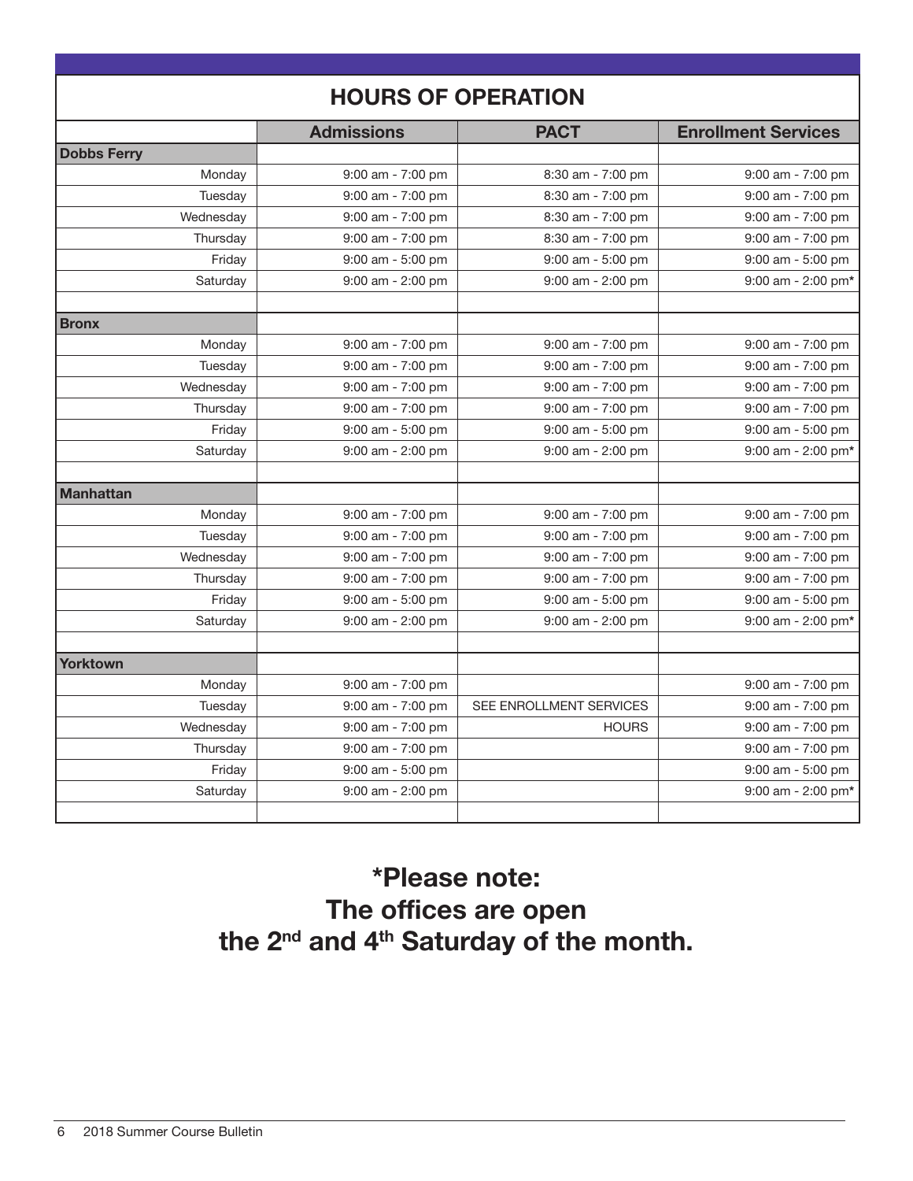## HOURS OF OPERATION

| | Admissions | PACT | Enrollment Services |
|---|---|---|---|
| **Dobbs Ferry** | | | |
| Monday | 9:00 am - 7:00 pm | 8:30 am - 7:00 pm | 9:00 am - 7:00 pm |
| Tuesday | 9:00 am - 7:00 pm | 8:30 am - 7:00 pm | 9:00 am - 7:00 pm |
| Wednesday | 9:00 am - 7:00 pm | 8:30 am - 7:00 pm | 9:00 am - 7:00 pm |
| Thursday | 9:00 am - 7:00 pm | 8:30 am - 7:00 pm | 9:00 am - 7:00 pm |
| Friday | 9:00 am - 5:00 pm | 9:00 am - 5:00 pm | 9:00 am - 5:00 pm |
| Saturday | 9:00 am - 2:00 pm | 9:00 am - 2:00 pm | 9:00 am - 2:00 pm* |
| | | | |
| **Bronx** | | | |
| Monday | 9:00 am - 7:00 pm | 9:00 am - 7:00 pm | 9:00 am - 7:00 pm |
| Tuesday | 9:00 am - 7:00 pm | 9:00 am - 7:00 pm | 9:00 am - 7:00 pm |
| Wednesday | 9:00 am - 7:00 pm | 9:00 am - 7:00 pm | 9:00 am - 7:00 pm |
| Thursday | 9:00 am - 7:00 pm | 9:00 am - 7:00 pm | 9:00 am - 7:00 pm |
| Friday | 9:00 am - 5:00 pm | 9:00 am - 5:00 pm | 9:00 am - 5:00 pm |
| Saturday | 9:00 am - 2:00 pm | 9:00 am - 2:00 pm | 9:00 am - 2:00 pm* |
| | | | |
| **Manhattan** | | | |
| Monday | 9:00 am - 7:00 pm | 9:00 am - 7:00 pm | 9:00 am - 7:00 pm |
| Tuesday | 9:00 am - 7:00 pm | 9:00 am - 7:00 pm | 9:00 am - 7:00 pm |
| Wednesday | 9:00 am - 7:00 pm | 9:00 am - 7:00 pm | 9:00 am - 7:00 pm |
| Thursday | 9:00 am - 7:00 pm | 9:00 am - 7:00 pm | 9:00 am - 7:00 pm |
| Friday | 9:00 am - 5:00 pm | 9:00 am - 5:00 pm | 9:00 am - 5:00 pm |
| Saturday | 9:00 am - 2:00 pm | 9:00 am - 2:00 pm | 9:00 am - 2:00 pm* |
| | | | |
| **Yorktown** | | | |
| Monday | 9:00 am - 7:00 pm | | 9:00 am - 7:00 pm |
| Tuesday | 9:00 am - 7:00 pm | SEE ENROLLMENT SERVICES | 9:00 am - 7:00 pm |
| Wednesday | 9:00 am - 7:00 pm | HOURS | 9:00 am - 7:00 pm |
| Thursday | 9:00 am - 7:00 pm | | 9:00 am - 7:00 pm |
| Friday | 9:00 am - 5:00 pm | | 9:00 am - 5:00 pm |
| Saturday | 9:00 am - 2:00 pm | | 9:00 am - 2:00 pm* |

**\*Please note:
The offices are open
the 2nd and 4th Saturday of the month.**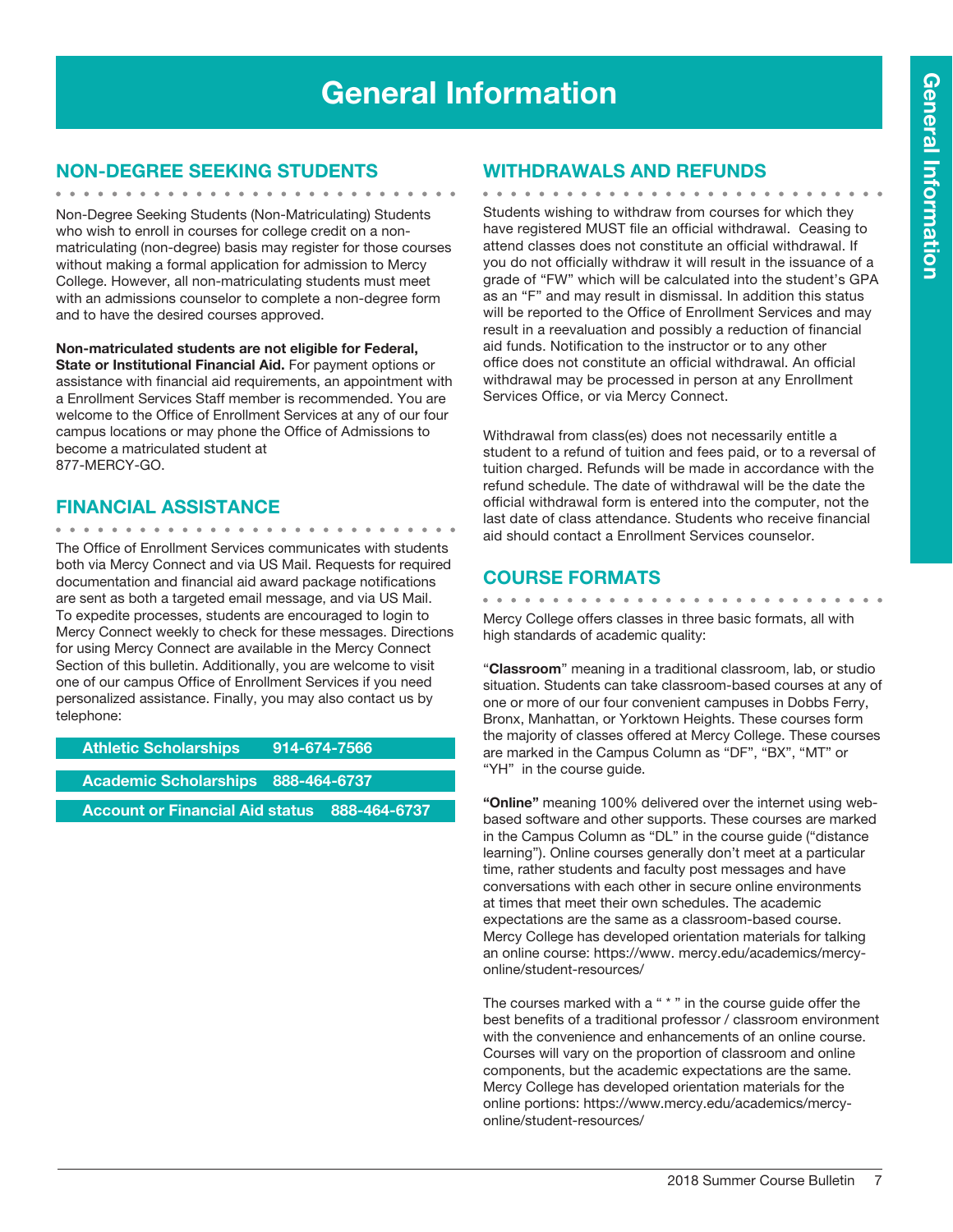# General Information

## NON-DEGREE SEEKING STUDENTS

Non-Degree Seeking Students (Non-Matriculating) Students who wish to enroll in courses for college credit on a non-matriculating (non-degree) basis may register for those courses without making a formal application for admission to Mercy College. However, all non-matriculating students must meet with an admissions counselor to complete a non-degree form and to have the desired courses approved.

**Non-matriculated students are not eligible for Federal, State or Institutional Financial Aid.** For payment options or assistance with financial aid requirements, an appointment with a Enrollment Services Staff member is recommended. You are welcome to the Office of Enrollment Services at any of our four campus locations or may phone the Office of Admissions to become a matriculated student at 877-MERCY-GO.

## FINANCIAL ASSISTANCE

The Office of Enrollment Services communicates with students both via Mercy Connect and via US Mail. Requests for required documentation and financial aid award package notifications are sent as both a targeted email message, and via US Mail. To expedite processes, students are encouraged to login to Mercy Connect weekly to check for these messages. Directions for using Mercy Connect are available in the Mercy Connect Section of this bulletin. Additionally, you are welcome to visit one of our campus Office of Enrollment Services if you need personalized assistance. Finally, you may also contact us by telephone:

| | |
|---|---|
| **Athletic Scholarships** | **914-674-7566** |
| **Academic Scholarships** | **888-464-6737** |
| **Account or Financial Aid status** | **888-464-6737** |

## WITHDRAWALS AND REFUNDS

Students wishing to withdraw from courses for which they have registered MUST file an official withdrawal. Ceasing to attend classes does not constitute an official withdrawal. If you do not officially withdraw it will result in the issuance of a grade of "FW" which will be calculated into the student's GPA as an "F" and may result in dismissal. In addition this status will be reported to the Office of Enrollment Services and may result in a reevaluation and possibly a reduction of financial aid funds. Notification to the instructor or to any other office does not constitute an official withdrawal. An official withdrawal may be processed in person at any Enrollment Services Office, or via Mercy Connect.

Withdrawal from class(es) does not necessarily entitle a student to a refund of tuition and fees paid, or to a reversal of tuition charged. Refunds will be made in accordance with the refund schedule. The date of withdrawal will be the date the official withdrawal form is entered into the computer, not the last date of class attendance. Students who receive financial aid should contact a Enrollment Services counselor.

## COURSE FORMATS

Mercy College offers classes in three basic formats, all with high standards of academic quality:

"**Classroom**" meaning in a traditional classroom, lab, or studio situation. Students can take classroom-based courses at any of one or more of our four convenient campuses in Dobbs Ferry, Bronx, Manhattan, or Yorktown Heights. These courses form the majority of classes offered at Mercy College. These courses are marked in the Campus Column as "DF", "BX", "MT" or "YH" in the course guide.

**"Online"** meaning 100% delivered over the internet using web-based software and other supports. These courses are marked in the Campus Column as "DL" in the course guide ("distance learning"). Online courses generally don't meet at a particular time, rather students and faculty post messages and have conversations with each other in secure online environments at times that meet their own schedules. The academic expectations are the same as a classroom-based course. Mercy College has developed orientation materials for talking an online course: https://www. mercy.edu/academics/mercy-online/student-resources/

The courses marked with a " * " in the course guide offer the best benefits of a traditional professor / classroom environment with the convenience and enhancements of an online course. Courses will vary on the proportion of classroom and online components, but the academic expectations are the same. Mercy College has developed orientation materials for the online portions: https://www.mercy.edu/academics/mercy-online/student-resources/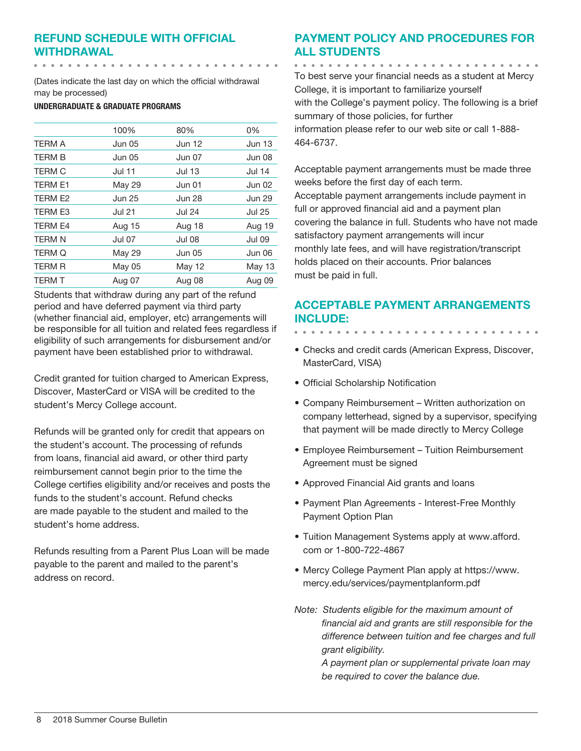## REFUND SCHEDULE WITH OFFICIAL WITHDRAWAL

(Dates indicate the last day on which the official withdrawal may be processed)

**UNDERGRADUATE & GRADUATE PROGRAMS**

| | 100% | 80% | 0% |
|---|---|---|---|
| TERM A | Jun 05 | Jun 12 | Jun 13 |
| TERM B | Jun 05 | Jun 07 | Jun 08 |
| TERM C | Jul 11 | Jul 13 | Jul 14 |
| TERM E1 | May 29 | Jun 01 | Jun 02 |
| TERM E2 | Jun 25 | Jun 28 | Jun 29 |
| TERM E3 | Jul 21 | Jul 24 | Jul 25 |
| TERM E4 | Aug 15 | Aug 18 | Aug 19 |
| TERM N | Jul 07 | Jul 08 | Jul 09 |
| TERM Q | May 29 | Jun 05 | Jun 06 |
| TERM R | May 05 | May 12 | May 13 |
| TERM T | Aug 07 | Aug 08 | Aug 09 |

Students that withdraw during any part of the refund period and have deferred payment via third party (whether financial aid, employer, etc) arrangements will be responsible for all tuition and related fees regardless if eligibility of such arrangements for disbursement and/or payment have been established prior to withdrawal.

Credit granted for tuition charged to American Express, Discover, MasterCard or VISA will be credited to the student's Mercy College account.

Refunds will be granted only for credit that appears on the student's account. The processing of refunds from loans, financial aid award, or other third party reimbursement cannot begin prior to the time the College certifies eligibility and/or receives and posts the funds to the student's account. Refund checks are made payable to the student and mailed to the student's home address.

Refunds resulting from a Parent Plus Loan will be made payable to the parent and mailed to the parent's address on record.

## PAYMENT POLICY AND PROCEDURES FOR ALL STUDENTS

To best serve your financial needs as a student at Mercy College, it is important to familiarize yourself with the College's payment policy. The following is a brief summary of those policies, for further information please refer to our web site or call 1-888-464-6737.

Acceptable payment arrangements must be made three weeks before the first day of each term. Acceptable payment arrangements include payment in full or approved financial aid and a payment plan covering the balance in full. Students who have not made satisfactory payment arrangements will incur monthly late fees, and will have registration/transcript holds placed on their accounts. Prior balances must be paid in full.

## ACCEPTABLE PAYMENT ARRANGEMENTS INCLUDE:

- Checks and credit cards (American Express, Discover, MasterCard, VISA)
- Official Scholarship Notification
- Company Reimbursement – Written authorization on company letterhead, signed by a supervisor, specifying that payment will be made directly to Mercy College
- Employee Reimbursement – Tuition Reimbursement Agreement must be signed
- Approved Financial Aid grants and loans
- Payment Plan Agreements - Interest-Free Monthly Payment Option Plan
- Tuition Management Systems apply at www.afford.com or 1-800-722-4867
- Mercy College Payment Plan apply at https://www.mercy.edu/services/paymentplanform.pdf

*Note: Students eligible for the maximum amount of financial aid and grants are still responsible for the difference between tuition and fee charges and full grant eligibility.*
*A payment plan or supplemental private loan may be required to cover the balance due.*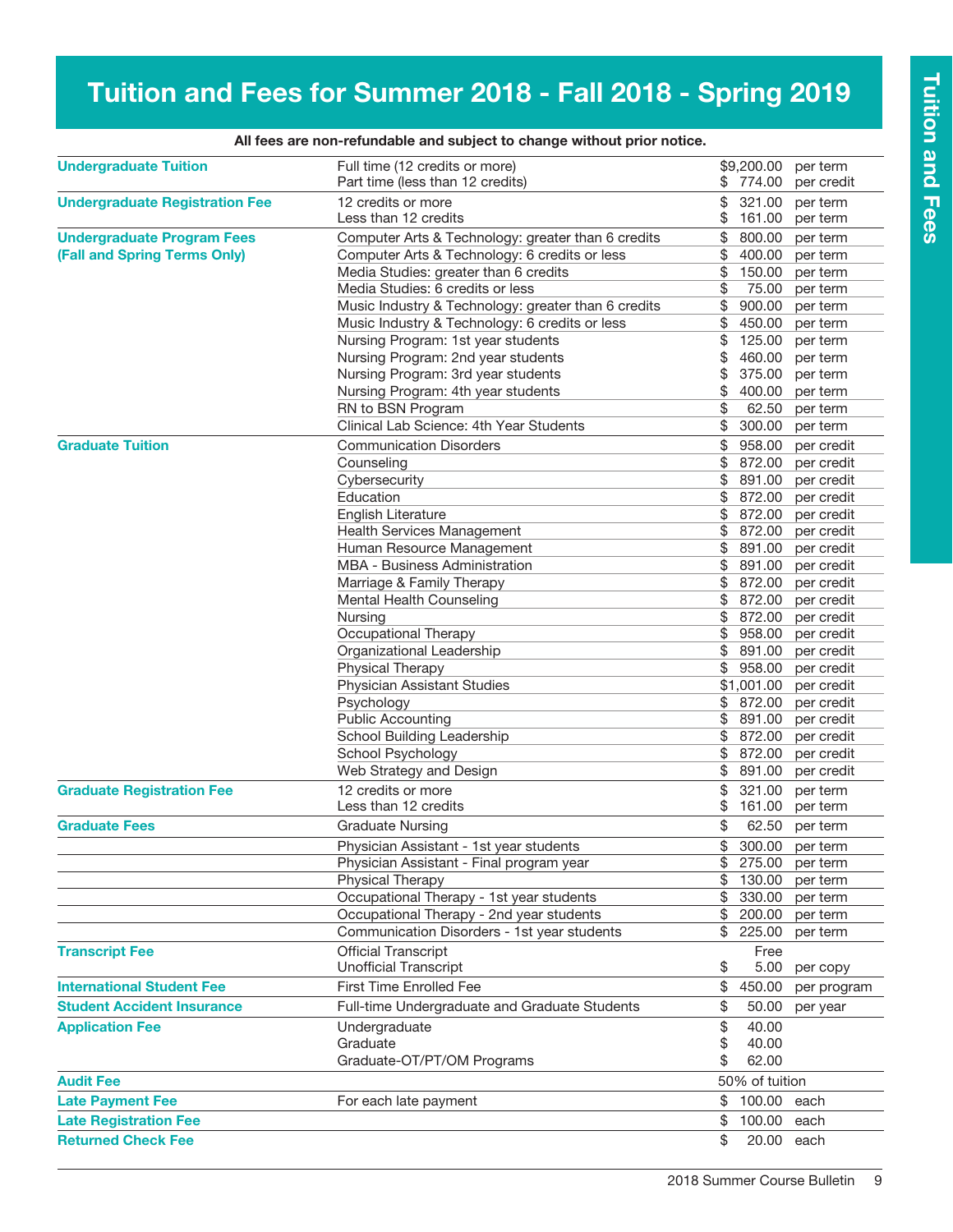# Tuition and Fees for Summer 2018 - Fall 2018 - Spring 2019

**All fees are non-refundable and subject to change without prior notice.**

| Fee Category | Description | Amount | Unit |
|---|---|---|---|
| **Undergraduate Tuition** | Full time (12 credits or more) | $9,200.00 | per term |
| | Part time (less than 12 credits) | $ 774.00 | per credit |
| **Undergraduate Registration Fee** | 12 credits or more | $ 321.00 | per term |
| | Less than 12 credits | $ 161.00 | per term |
| **Undergraduate Program Fees (Fall and Spring Terms Only)** | Computer Arts & Technology: greater than 6 credits | $ 800.00 | per term |
| | Computer Arts & Technology: 6 credits or less | $ 400.00 | per term |
| | Media Studies: greater than 6 credits | $ 150.00 | per term |
| | Media Studies: 6 credits or less | $ 75.00 | per term |
| | Music Industry & Technology: greater than 6 credits | $ 900.00 | per term |
| | Music Industry & Technology: 6 credits or less | $ 450.00 | per term |
| | Nursing Program: 1st year students | $ 125.00 | per term |
| | Nursing Program: 2nd year students | $ 460.00 | per term |
| | Nursing Program: 3rd year students | $ 375.00 | per term |
| | Nursing Program: 4th year students | $ 400.00 | per term |
| | RN to BSN Program | $ 62.50 | per term |
| | Clinical Lab Science: 4th Year Students | $ 300.00 | per term |
| **Graduate Tuition** | Communication Disorders | $ 958.00 | per credit |
| | Counseling | $ 872.00 | per credit |
| | Cybersecurity | $ 891.00 | per credit |
| | Education | $ 872.00 | per credit |
| | English Literature | $ 872.00 | per credit |
| | Health Services Management | $ 872.00 | per credit |
| | Human Resource Management | $ 891.00 | per credit |
| | MBA - Business Administration | $ 891.00 | per credit |
| | Marriage & Family Therapy | $ 872.00 | per credit |
| | Mental Health Counseling | $ 872.00 | per credit |
| | Nursing | $ 872.00 | per credit |
| | Occupational Therapy | $ 958.00 | per credit |
| | Organizational Leadership | $ 891.00 | per credit |
| | Physical Therapy | $ 958.00 | per credit |
| | Physician Assistant Studies | $1,001.00 | per credit |
| | Psychology | $ 872.00 | per credit |
| | Public Accounting | $ 891.00 | per credit |
| | School Building Leadership | $ 872.00 | per credit |
| | School Psychology | $ 872.00 | per credit |
| | Web Strategy and Design | $ 891.00 | per credit |
| **Graduate Registration Fee** | 12 credits or more | $ 321.00 | per term |
| | Less than 12 credits | $ 161.00 | per term |
| **Graduate Fees** | Graduate Nursing | $ 62.50 | per term |
| | Physician Assistant - 1st year students | $ 300.00 | per term |
| | Physician Assistant - Final program year | $ 275.00 | per term |
| | Physical Therapy | $ 130.00 | per term |
| | Occupational Therapy - 1st year students | $ 330.00 | per term |
| | Occupational Therapy - 2nd year students | $ 200.00 | per term |
| | Communication Disorders - 1st year students | $ 225.00 | per term |
| **Transcript Fee** | Official Transcript | Free | |
| | Unofficial Transcript | $ 5.00 | per copy |
| **International Student Fee** | First Time Enrolled Fee | $ 450.00 | per program |
| **Student Accident Insurance** | Full-time Undergraduate and Graduate Students | $ 50.00 | per year |
| **Application Fee** | Undergraduate | $ 40.00 | |
| | Graduate | $ 40.00 | |
| | Graduate-OT/PT/OM Programs | $ 62.00 | |
| **Audit Fee** | | 50% of tuition | |
| **Late Payment Fee** | For each late payment | $ 100.00 | each |
| **Late Registration Fee** | | $ 100.00 | each |
| **Returned Check Fee** | | $ 20.00 | each |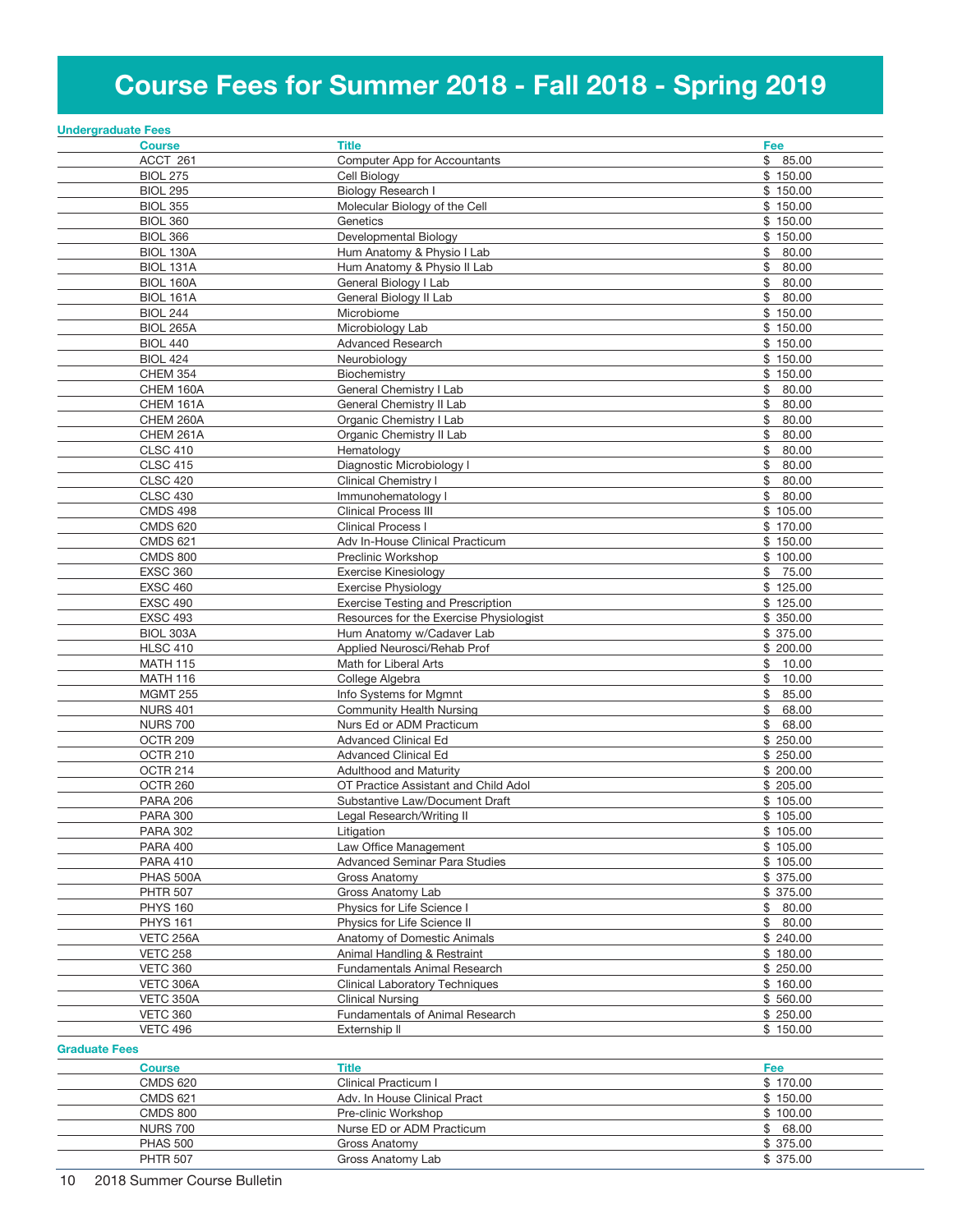# Course Fees for Summer 2018 - Fall 2018 - Spring 2019

## Undergraduate Fees

| Course | Title | Fee |
|---|---|---|
| ACCT 261 | Computer App for Accountants | $ 85.00 |
| BIOL 275 | Cell Biology | $ 150.00 |
| BIOL 295 | Biology Research I | $ 150.00 |
| BIOL 355 | Molecular Biology of the Cell | $ 150.00 |
| BIOL 360 | Genetics | $ 150.00 |
| BIOL 366 | Developmental Biology | $ 150.00 |
| BIOL 130A | Hum Anatomy & Physio I Lab | $ 80.00 |
| BIOL 131A | Hum Anatomy & Physio II Lab | $ 80.00 |
| BIOL 160A | General Biology I Lab | $ 80.00 |
| BIOL 161A | General Biology II Lab | $ 80.00 |
| BIOL 244 | Microbiome | $ 150.00 |
| BIOL 265A | Microbiology Lab | $ 150.00 |
| BIOL 440 | Advanced Research | $ 150.00 |
| BIOL 424 | Neurobiology | $ 150.00 |
| CHEM 354 | Biochemistry | $ 150.00 |
| CHEM 160A | General Chemistry I Lab | $ 80.00 |
| CHEM 161A | General Chemistry II Lab | $ 80.00 |
| CHEM 260A | Organic Chemistry I Lab | $ 80.00 |
| CHEM 261A | Organic Chemistry II Lab | $ 80.00 |
| CLSC 410 | Hematology | $ 80.00 |
| CLSC 415 | Diagnostic Microbiology I | $ 80.00 |
| CLSC 420 | Clinical Chemistry I | $ 80.00 |
| CLSC 430 | Immunohematology I | $ 80.00 |
| CMDS 498 | Clinical Process III | $ 105.00 |
| CMDS 620 | Clinical Process I | $ 170.00 |
| CMDS 621 | Adv In-House Clinical Practicum | $ 150.00 |
| CMDS 800 | Preclinic Workshop | $ 100.00 |
| EXSC 360 | Exercise Kinesiology | $ 75.00 |
| EXSC 460 | Exercise Physiology | $ 125.00 |
| EXSC 490 | Exercise Testing and Prescription | $ 125.00 |
| EXSC 493 | Resources for the Exercise Physiologist | $ 350.00 |
| BIOL 303A | Hum Anatomy w/Cadaver Lab | $ 375.00 |
| HLSC 410 | Applied Neurosci/Rehab Prof | $ 200.00 |
| MATH 115 | Math for Liberal Arts | $ 10.00 |
| MATH 116 | College Algebra | $ 10.00 |
| MGMT 255 | Info Systems for Mgmnt | $ 85.00 |
| NURS 401 | Community Health Nursing | $ 68.00 |
| NURS 700 | Nurs Ed or ADM Practicum | $ 68.00 |
| OCTR 209 | Advanced Clinical Ed | $ 250.00 |
| OCTR 210 | Advanced Clinical Ed | $ 250.00 |
| OCTR 214 | Adulthood and Maturity | $ 200.00 |
| OCTR 260 | OT Practice Assistant and Child Adol | $ 205.00 |
| PARA 206 | Substantive Law/Document Draft | $ 105.00 |
| PARA 300 | Legal Research/Writing II | $ 105.00 |
| PARA 302 | Litigation | $ 105.00 |
| PARA 400 | Law Office Management | $ 105.00 |
| PARA 410 | Advanced Seminar Para Studies | $ 105.00 |
| PHAS 500A | Gross Anatomy | $ 375.00 |
| PHTR 507 | Gross Anatomy Lab | $ 375.00 |
| PHYS 160 | Physics for Life Science I | $ 80.00 |
| PHYS 161 | Physics for Life Science II | $ 80.00 |
| VETC 256A | Anatomy of Domestic Animals | $ 240.00 |
| VETC 258 | Animal Handling & Restraint | $ 180.00 |
| VETC 360 | Fundamentals Animal Research | $ 250.00 |
| VETC 306A | Clinical Laboratory Techniques | $ 160.00 |
| VETC 350A | Clinical Nursing | $ 560.00 |
| VETC 360 | Fundamentals of Animal Research | $ 250.00 |
| VETC 496 | Externship II | $ 150.00 |

## Graduate Fees

| Course | Title | Fee |
|---|---|---|
| CMDS 620 | Clinical Practicum I | $ 170.00 |
| CMDS 621 | Adv. In House Clinical Pract | $ 150.00 |
| CMDS 800 | Pre-clinic Workshop | $ 100.00 |
| NURS 700 | Nurse ED or ADM Practicum | $ 68.00 |
| PHAS 500 | Gross Anatomy | $ 375.00 |
| PHTR 507 | Gross Anatomy Lab | $ 375.00 |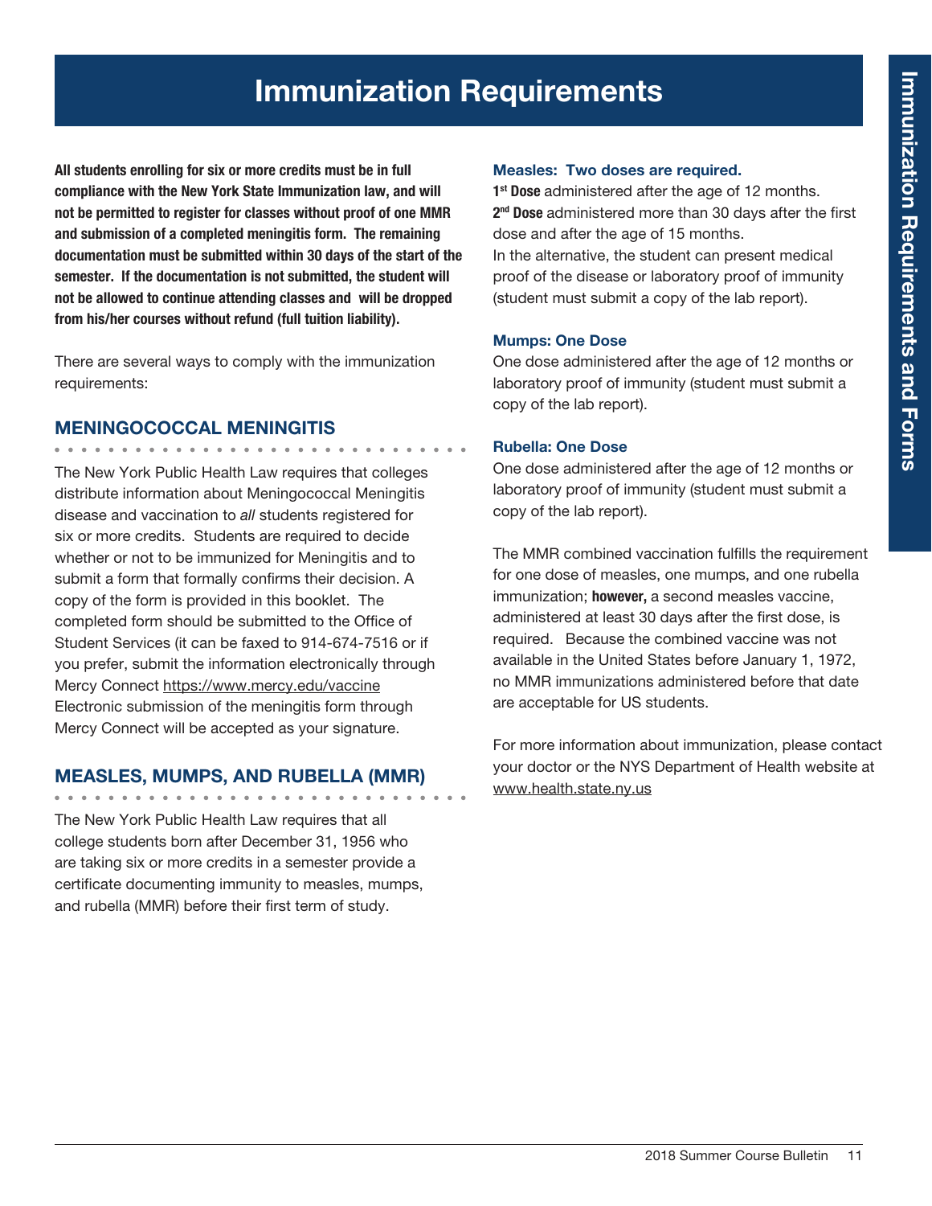# Immunization Requirements

**All students enrolling for six or more credits must be in full compliance with the New York State Immunization law, and will not be permitted to register for classes without proof of one MMR and submission of a completed meningitis form. The remaining documentation must be submitted within 30 days of the start of the semester. If the documentation is not submitted, the student will not be allowed to continue attending classes and will be dropped from his/her courses without refund (full tuition liability).**

There are several ways to comply with the immunization requirements:

## MENINGOCOCCAL MENINGITIS

The New York Public Health Law requires that colleges distribute information about Meningococcal Meningitis disease and vaccination to *all* students registered for six or more credits. Students are required to decide whether or not to be immunized for Meningitis and to submit a form that formally confirms their decision. A copy of the form is provided in this booklet. The completed form should be submitted to the Office of Student Services (it can be faxed to 914-674-7516 or if you prefer, submit the information electronically through Mercy Connect https://www.mercy.edu/vaccine Electronic submission of the meningitis form through Mercy Connect will be accepted as your signature.

## MEASLES, MUMPS, AND RUBELLA (MMR)

The New York Public Health Law requires that all college students born after December 31, 1956 who are taking six or more credits in a semester provide a certificate documenting immunity to measles, mumps, and rubella (MMR) before their first term of study.

### Measles: Two doses are required.

**1st Dose** administered after the age of 12 months.
**2nd Dose** administered more than 30 days after the first dose and after the age of 15 months.
In the alternative, the student can present medical proof of the disease or laboratory proof of immunity (student must submit a copy of the lab report).

### Mumps: One Dose

One dose administered after the age of 12 months or laboratory proof of immunity (student must submit a copy of the lab report).

### Rubella: One Dose

One dose administered after the age of 12 months or laboratory proof of immunity (student must submit a copy of the lab report).

The MMR combined vaccination fulfills the requirement for one dose of measles, one mumps, and one rubella immunization; **however,** a second measles vaccine, administered at least 30 days after the first dose, is required. Because the combined vaccine was not available in the United States before January 1, 1972, no MMR immunizations administered before that date are acceptable for US students.

For more information about immunization, please contact your doctor or the NYS Department of Health website at www.health.state.ny.us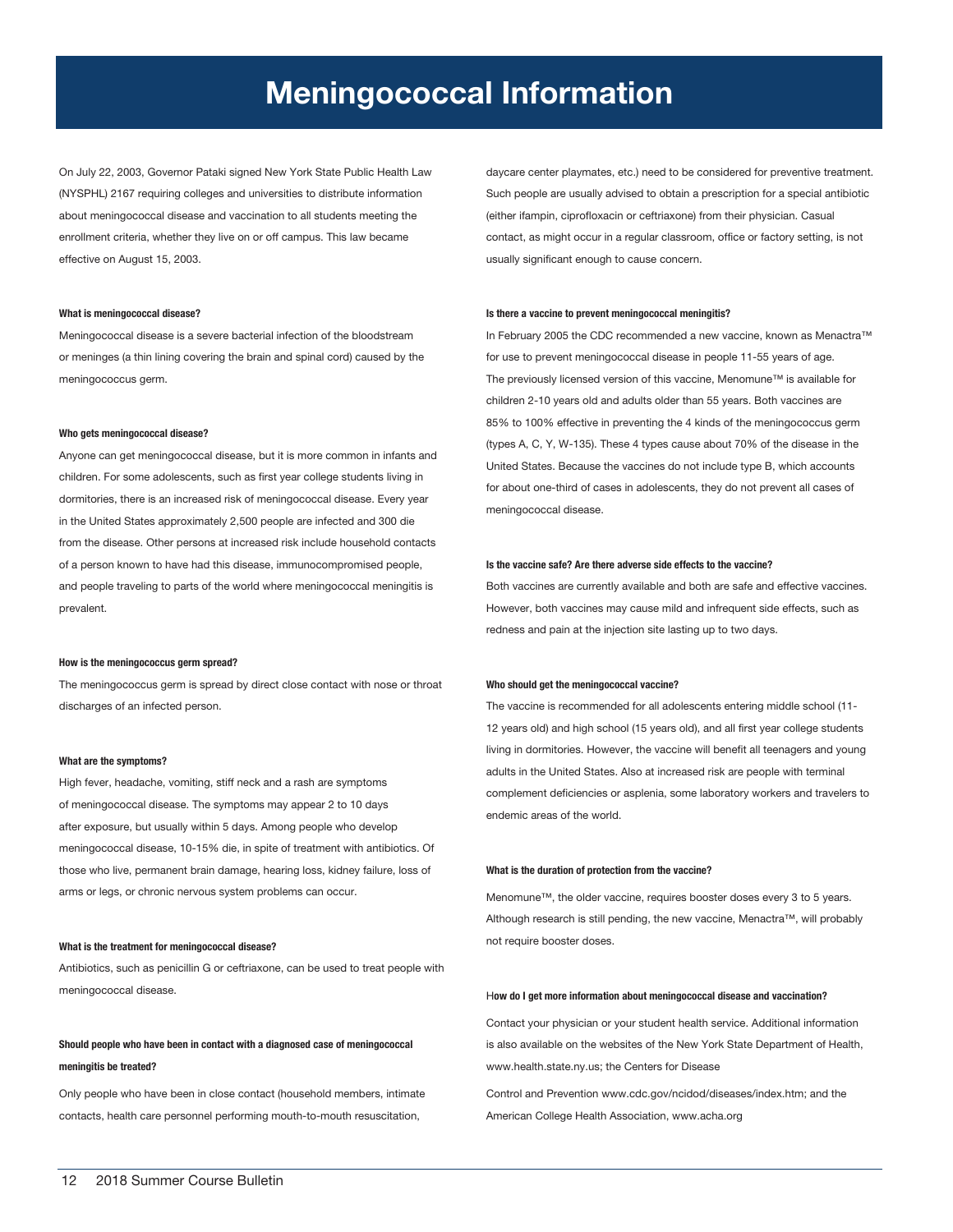# Meningococcal Information

On July 22, 2003, Governor Pataki signed New York State Public Health Law (NYSPHL) 2167 requiring colleges and universities to distribute information about meningococcal disease and vaccination to all students meeting the enrollment criteria, whether they live on or off campus. This law became effective on August 15, 2003.

**What is meningococcal disease?**

Meningococcal disease is a severe bacterial infection of the bloodstream or meninges (a thin lining covering the brain and spinal cord) caused by the meningococcus germ.

**Who gets meningococcal disease?**

Anyone can get meningococcal disease, but it is more common in infants and children. For some adolescents, such as first year college students living in dormitories, there is an increased risk of meningococcal disease. Every year in the United States approximately 2,500 people are infected and 300 die from the disease. Other persons at increased risk include household contacts of a person known to have had this disease, immunocompromised people, and people traveling to parts of the world where meningococcal meningitis is prevalent.

**How is the meningococcus germ spread?**

The meningococcus germ is spread by direct close contact with nose or throat discharges of an infected person.

**What are the symptoms?**

High fever, headache, vomiting, stiff neck and a rash are symptoms of meningococcal disease. The symptoms may appear 2 to 10 days after exposure, but usually within 5 days. Among people who develop meningococcal disease, 10-15% die, in spite of treatment with antibiotics. Of those who live, permanent brain damage, hearing loss, kidney failure, loss of arms or legs, or chronic nervous system problems can occur.

**What is the treatment for meningococcal disease?**

Antibiotics, such as penicillin G or ceftriaxone, can be used to treat people with meningococcal disease.

**Should people who have been in contact with a diagnosed case of meningococcal meningitis be treated?**

Only people who have been in close contact (household members, intimate contacts, health care personnel performing mouth-to-mouth resuscitation, daycare center playmates, etc.) need to be considered for preventive treatment. Such people are usually advised to obtain a prescription for a special antibiotic (either ifampin, ciprofloxacin or ceftriaxone) from their physician. Casual contact, as might occur in a regular classroom, office or factory setting, is not usually significant enough to cause concern.

**Is there a vaccine to prevent meningococcal meningitis?**

In February 2005 the CDC recommended a new vaccine, known as Menactra™ for use to prevent meningococcal disease in people 11-55 years of age. The previously licensed version of this vaccine, Menomune™ is available for children 2-10 years old and adults older than 55 years. Both vaccines are 85% to 100% effective in preventing the 4 kinds of the meningococcus germ (types A, C, Y, W-135). These 4 types cause about 70% of the disease in the United States. Because the vaccines do not include type B, which accounts for about one-third of cases in adolescents, they do not prevent all cases of meningococcal disease.

**Is the vaccine safe? Are there adverse side effects to the vaccine?**

Both vaccines are currently available and both are safe and effective vaccines. However, both vaccines may cause mild and infrequent side effects, such as redness and pain at the injection site lasting up to two days.

**Who should get the meningococcal vaccine?**

The vaccine is recommended for all adolescents entering middle school (11-12 years old) and high school (15 years old), and all first year college students living in dormitories. However, the vaccine will benefit all teenagers and young adults in the United States. Also at increased risk are people with terminal complement deficiencies or asplenia, some laboratory workers and travelers to endemic areas of the world.

**What is the duration of protection from the vaccine?**

Menomune™, the older vaccine, requires booster doses every 3 to 5 years. Although research is still pending, the new vaccine, Menactra™, will probably not require booster doses.

**How do I get more information about meningococcal disease and vaccination?**

Contact your physician or your student health service. Additional information is also available on the websites of the New York State Department of Health, www.health.state.ny.us; the Centers for Disease

Control and Prevention www.cdc.gov/ncidod/diseases/index.htm; and the American College Health Association, www.acha.org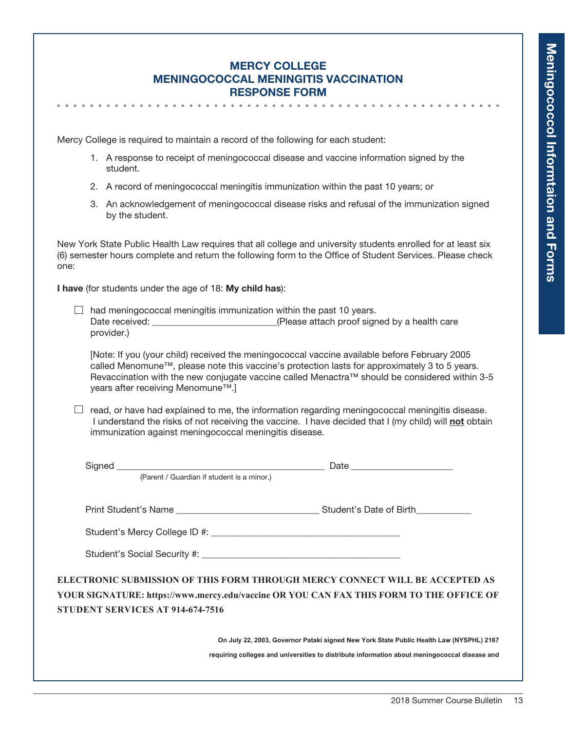# MERCY COLLEGE MENINGOCOCCAL MENINGITIS VACCINATION RESPONSE FORM

Mercy College is required to maintain a record of the following for each student:

1. A response to receipt of meningococcal disease and vaccine information signed by the student.
2. A record of meningococcal meningitis immunization within the past 10 years; or
3. An acknowledgement of meningococcal disease risks and refusal of the immunization signed by the student.

New York State Public Health Law requires that all college and university students enrolled for at least six (6) semester hours complete and return the following form to the Office of Student Services. Please check one:

**I have** (for students under the age of 18: **My child has**):

☐ had meningococcal meningitis immunization within the past 10 years.
Date received: ________________________(Please attach proof signed by a health care provider.)

[Note: If you (your child) received the meningococcal vaccine available before February 2005 called Menomune™, please note this vaccine's protection lasts for approximately 3 to 5 years. Revaccination with the new conjugate vaccine called Menactra™ should be considered within 3-5 years after receiving Menomune™.]

☐ read, or have had explained to me, the information regarding meningococcal meningitis disease. I understand the risks of not receiving the vaccine. I have decided that I (my child) will **not** obtain immunization against meningococcal meningitis disease.

Signed ________________________________________ Date ____________________
(Parent / Guardian if student is a minor.)

Print Student's Name ____________________________ Student's Date of Birth___________

Student's Mercy College ID #: ____________________________________

Student's Social Security #: ______________________________________

**ELECTRONIC SUBMISSION OF THIS FORM THROUGH MERCY CONNECT WILL BE ACCEPTED AS YOUR SIGNATURE: https://www.mercy.edu/vaccine OR YOU CAN FAX THIS FORM TO THE OFFICE OF STUDENT SERVICES AT 914-674-7516**

**On July 22, 2003, Governor Pataki signed New York State Public Health Law (NYSPHL) 2167 requiring colleges and universities to distribute information about meningococcal disease and**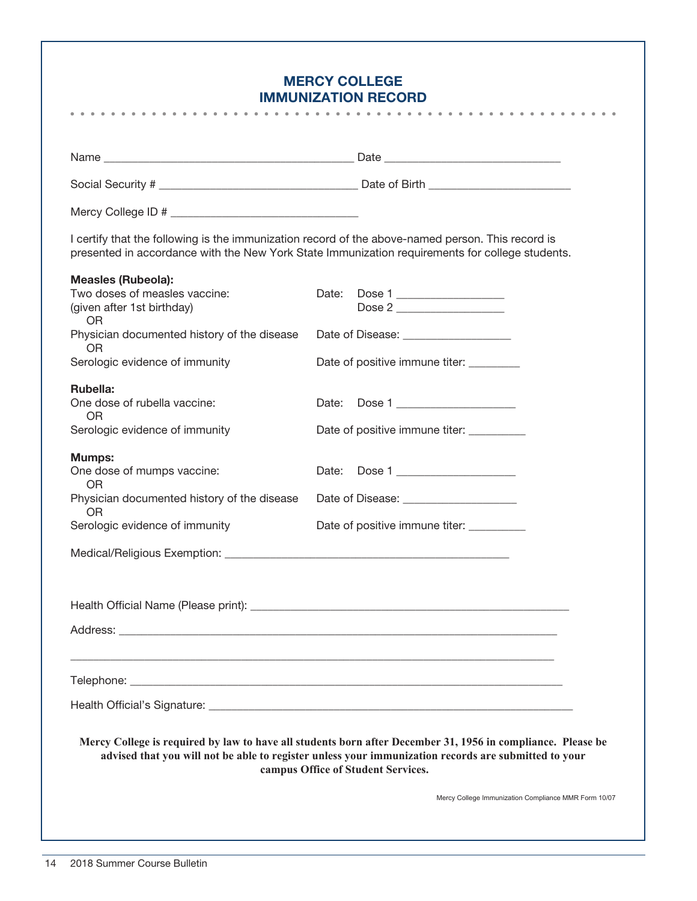# MERCY COLLEGE
# IMMUNIZATION RECORD

Name ________________________________________ Date ____________________________

Social Security # _______________________________ Date of Birth ______________________

Mercy College ID # _____________________________

I certify that the following is the immunization record of the above-named person. This record is presented in accordance with the New York State Immunization requirements for college students.

**Measles (Rubeola):**

Two doses of measles vaccine: Date: Dose 1 _________________
(given after 1st birthday) Dose 2 _________________
OR
Physician documented history of the disease Date of Disease: _________________
OR
Serologic evidence of immunity Date of positive immune titer: ________

**Rubella:**

One dose of rubella vaccine: Date: Dose 1 ___________________
OR
Serologic evidence of immunity Date of positive immune titer: _________

**Mumps:**

One dose of mumps vaccine: Date: Dose 1 ___________________
OR
Physician documented history of the disease Date of Disease: __________________
OR
Serologic evidence of immunity Date of positive immune titer: _________

Medical/Religious Exemption: _____________________________________________

Health Official Name (Please print): ____________________________________________________

Address: ______________________________________________________________________

_____________________________________________________________________________

Telephone: _____________________________________________________________________

Health Official's Signature: ________________________________________________________

**Mercy College is required by law to have all students born after December 31, 1956 in compliance. Please be advised that you will not be able to register unless your immunization records are submitted to your campus Office of Student Services.**

Mercy College Immunization Compliance MMR Form 10/07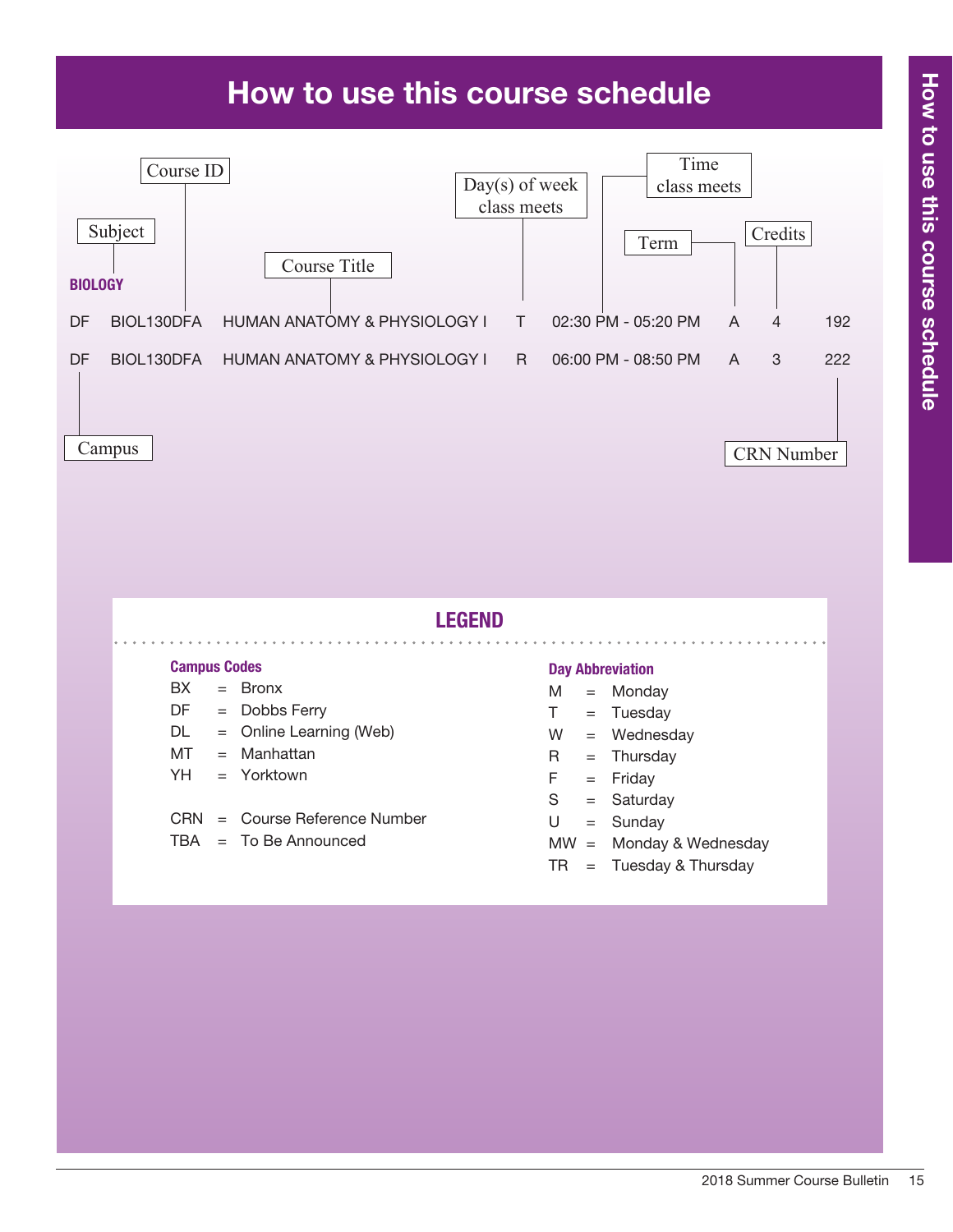# How to use this course schedule

Course ID | Subject | Course Title | Day(s) of week class meets | Time class meets | Term | Credits | Campus | CRN Number

**BIOLOGY**

| Campus | Course ID | Course Title | Day(s) | Time | Term | Credits | CRN |
|---|---|---|---|---|---|---|---|
| DF | BIOL130DFA | HUMAN ANATOMY & PHYSIOLOGY I | T | 02:30 PM - 05:20 PM | A | 4 | 192 |
| DF | BIOL130DFA | HUMAN ANATOMY & PHYSIOLOGY I | R | 06:00 PM - 08:50 PM | A | 3 | 222 |

## LEGEND

**Campus Codes**

- BX = Bronx
- DF = Dobbs Ferry
- DL = Online Learning (Web)
- MT = Manhattan
- YH = Yorktown

- CRN = Course Reference Number
- TBA = To Be Announced

**Day Abbreviation**

- M = Monday
- T = Tuesday
- W = Wednesday
- R = Thursday
- F = Friday
- S = Saturday
- U = Sunday
- MW = Monday & Wednesday
- TR = Tuesday & Thursday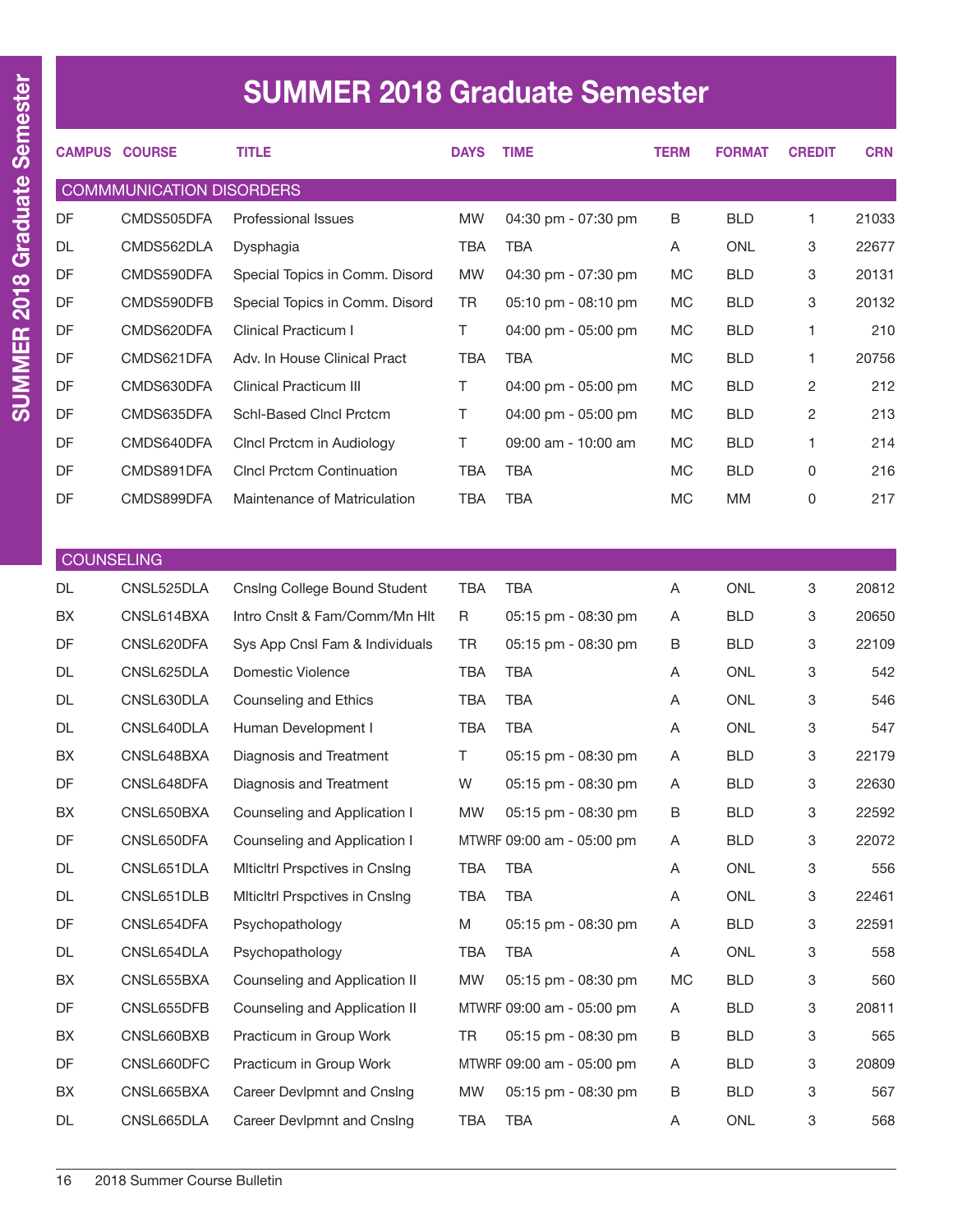# SUMMER 2018 Graduate Semester

| CAMPUS | COURSE | TITLE | DAYS | TIME | TERM | FORMAT | CREDIT | CRN |
|---|---|---|---|---|---|---|---|---|
| COMMMUNICATION DISORDERS | | | | | | | | |
| DF | CMDS505DFA | Professional Issues | MW | 04:30 pm - 07:30 pm | B | BLD | 1 | 21033 |
| DL | CMDS562DLA | Dysphagia | TBA | TBA | A | ONL | 3 | 22677 |
| DF | CMDS590DFA | Special Topics in Comm. Disord | MW | 04:30 pm - 07:30 pm | MC | BLD | 3 | 20131 |
| DF | CMDS590DFB | Special Topics in Comm. Disord | TR | 05:10 pm - 08:10 pm | MC | BLD | 3 | 20132 |
| DF | CMDS620DFA | Clinical Practicum I | T | 04:00 pm - 05:00 pm | MC | BLD | 1 | 210 |
| DF | CMDS621DFA | Adv. In House Clinical Pract | TBA | TBA | MC | BLD | 1 | 20756 |
| DF | CMDS630DFA | Clinical Practicum III | T | 04:00 pm - 05:00 pm | MC | BLD | 2 | 212 |
| DF | CMDS635DFA | Schl-Based Clncl Prctcm | T | 04:00 pm - 05:00 pm | MC | BLD | 2 | 213 |
| DF | CMDS640DFA | Clncl Prctcm in Audiology | T | 09:00 am - 10:00 am | MC | BLD | 1 | 214 |
| DF | CMDS891DFA | Clncl Prctcm Continuation | TBA | TBA | MC | BLD | 0 | 216 |
| DF | CMDS899DFA | Maintenance of Matriculation | TBA | TBA | MC | MM | 0 | 217 |
| COUNSELING | | | | | | | | |
| DL | CNSL525DLA | Cnslng College Bound Student | TBA | TBA | A | ONL | 3 | 20812 |
| BX | CNSL614BXA | Intro Cnslt & Fam/Comm/Mn Hlt | R | 05:15 pm - 08:30 pm | A | BLD | 3 | 20650 |
| DF | CNSL620DFA | Sys App Cnsl Fam & Individuals | TR | 05:15 pm - 08:30 pm | B | BLD | 3 | 22109 |
| DL | CNSL625DLA | Domestic Violence | TBA | TBA | A | ONL | 3 | 542 |
| DL | CNSL630DLA | Counseling and Ethics | TBA | TBA | A | ONL | 3 | 546 |
| DL | CNSL640DLA | Human Development I | TBA | TBA | A | ONL | 3 | 547 |
| BX | CNSL648BXA | Diagnosis and Treatment | T | 05:15 pm - 08:30 pm | A | BLD | 3 | 22179 |
| DF | CNSL648DFA | Diagnosis and Treatment | W | 05:15 pm - 08:30 pm | A | BLD | 3 | 22630 |
| BX | CNSL650BXA | Counseling and Application I | MW | 05:15 pm - 08:30 pm | B | BLD | 3 | 22592 |
| DF | CNSL650DFA | Counseling and Application I | MTWRF | 09:00 am - 05:00 pm | A | BLD | 3 | 22072 |
| DL | CNSL651DLA | Mlticltrl Prspctives in Cnslng | TBA | TBA | A | ONL | 3 | 556 |
| DL | CNSL651DLB | Mlticltrl Prspctives in Cnslng | TBA | TBA | A | ONL | 3 | 22461 |
| DF | CNSL654DFA | Psychopathology | M | 05:15 pm - 08:30 pm | A | BLD | 3 | 22591 |
| DL | CNSL654DLA | Psychopathology | TBA | TBA | A | ONL | 3 | 558 |
| BX | CNSL655BXA | Counseling and Application II | MW | 05:15 pm - 08:30 pm | MC | BLD | 3 | 560 |
| DF | CNSL655DFB | Counseling and Application II | MTWRF | 09:00 am - 05:00 pm | A | BLD | 3 | 20811 |
| BX | CNSL660BXB | Practicum in Group Work | TR | 05:15 pm - 08:30 pm | B | BLD | 3 | 565 |
| DF | CNSL660DFC | Practicum in Group Work | MTWRF | 09:00 am - 05:00 pm | A | BLD | 3 | 20809 |
| BX | CNSL665BXA | Career Devlpmnt and Cnslng | MW | 05:15 pm - 08:30 pm | B | BLD | 3 | 567 |
| DL | CNSL665DLA | Career Devlpmnt and Cnslng | TBA | TBA | A | ONL | 3 | 568 |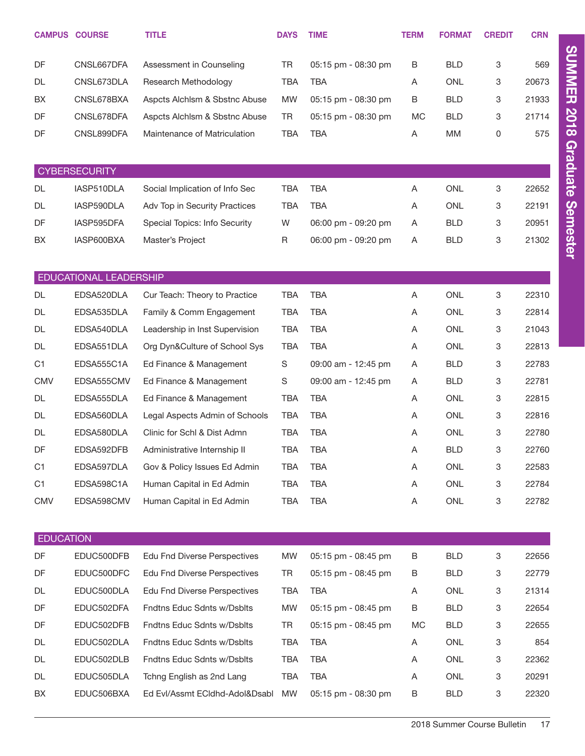| CAMPUS | COURSE | TITLE | DAYS | TIME | TERM | FORMAT | CREDIT | CRN |
|---|---|---|---|---|---|---|---|---|
| DF | CNSL667DFA | Assessment in Counseling | TR | 05:15 pm - 08:30 pm | B | BLD | 3 | 569 |
| DL | CNSL673DLA | Research Methodology | TBA | TBA | A | ONL | 3 | 20673 |
| BX | CNSL678BXA | Aspcts Alchlsm & Sbstnc Abuse | MW | 05:15 pm - 08:30 pm | B | BLD | 3 | 21933 |
| DF | CNSL678DFA | Aspcts Alchlsm & Sbstnc Abuse | TR | 05:15 pm - 08:30 pm | MC | BLD | 3 | 21714 |
| DF | CNSL899DFA | Maintenance of Matriculation | TBA | TBA | A | MM | 0 | 575 |

## CYBERSECURITY

| CAMPUS | COURSE | TITLE | DAYS | TIME | TERM | FORMAT | CREDIT | CRN |
|---|---|---|---|---|---|---|---|---|
| DL | IASP510DLA | Social Implication of Info Sec | TBA | TBA | A | ONL | 3 | 22652 |
| DL | IASP590DLA | Adv Top in Security Practices | TBA | TBA | A | ONL | 3 | 22191 |
| DF | IASP595DFA | Special Topics: Info Security | W | 06:00 pm - 09:20 pm | A | BLD | 3 | 20951 |
| BX | IASP600BXA | Master's Project | R | 06:00 pm - 09:20 pm | A | BLD | 3 | 21302 |

## EDUCATIONAL LEADERSHIP

| CAMPUS | COURSE | TITLE | DAYS | TIME | TERM | FORMAT | CREDIT | CRN |
|---|---|---|---|---|---|---|---|---|
| DL | EDSA520DLA | Cur Teach: Theory to Practice | TBA | TBA | A | ONL | 3 | 22310 |
| DL | EDSA535DLA | Family & Comm Engagement | TBA | TBA | A | ONL | 3 | 22814 |
| DL | EDSA540DLA | Leadership in Inst Supervision | TBA | TBA | A | ONL | 3 | 21043 |
| DL | EDSA551DLA | Org Dyn&Culture of School Sys | TBA | TBA | A | ONL | 3 | 22813 |
| C1 | EDSA555C1A | Ed Finance & Management | S | 09:00 am - 12:45 pm | A | BLD | 3 | 22783 |
| CMV | EDSA555CMV | Ed Finance & Management | S | 09:00 am - 12:45 pm | A | BLD | 3 | 22781 |
| DL | EDSA555DLA | Ed Finance & Management | TBA | TBA | A | ONL | 3 | 22815 |
| DL | EDSA560DLA | Legal Aspects Admin of Schools | TBA | TBA | A | ONL | 3 | 22816 |
| DL | EDSA580DLA | Clinic for Schl & Dist Admn | TBA | TBA | A | ONL | 3 | 22780 |
| DF | EDSA592DFB | Administrative Internship II | TBA | TBA | A | BLD | 3 | 22760 |
| C1 | EDSA597DLA | Gov & Policy Issues Ed Admin | TBA | TBA | A | ONL | 3 | 22583 |
| C1 | EDSA598C1A | Human Capital in Ed Admin | TBA | TBA | A | ONL | 3 | 22784 |
| CMV | EDSA598CMV | Human Capital in Ed Admin | TBA | TBA | A | ONL | 3 | 22782 |

## EDUCATION

| CAMPUS | COURSE | TITLE | DAYS | TIME | TERM | FORMAT | CREDIT | CRN |
|---|---|---|---|---|---|---|---|---|
| DF | EDUC500DFB | Edu Fnd Diverse Perspectives | MW | 05:15 pm - 08:45 pm | B | BLD | 3 | 22656 |
| DF | EDUC500DFC | Edu Fnd Diverse Perspectives | TR | 05:15 pm - 08:45 pm | B | BLD | 3 | 22779 |
| DL | EDUC500DLA | Edu Fnd Diverse Perspectives | TBA | TBA | A | ONL | 3 | 21314 |
| DF | EDUC502DFA | Fndtns Educ Sdnts w/Dsblts | MW | 05:15 pm - 08:45 pm | B | BLD | 3 | 22654 |
| DF | EDUC502DFB | Fndtns Educ Sdnts w/Dsblts | TR | 05:15 pm - 08:45 pm | MC | BLD | 3 | 22655 |
| DL | EDUC502DLA | Fndtns Educ Sdnts w/Dsblts | TBA | TBA | A | ONL | 3 | 854 |
| DL | EDUC502DLB | Fndtns Educ Sdnts w/Dsblts | TBA | TBA | A | ONL | 3 | 22362 |
| DL | EDUC505DLA | Tchng English as 2nd Lang | TBA | TBA | A | ONL | 3 | 20291 |
| BX | EDUC506BXA | Ed Evl/Assmt ECldhd-Adol&Dsabl | MW | 05:15 pm - 08:30 pm | B | BLD | 3 | 22320 |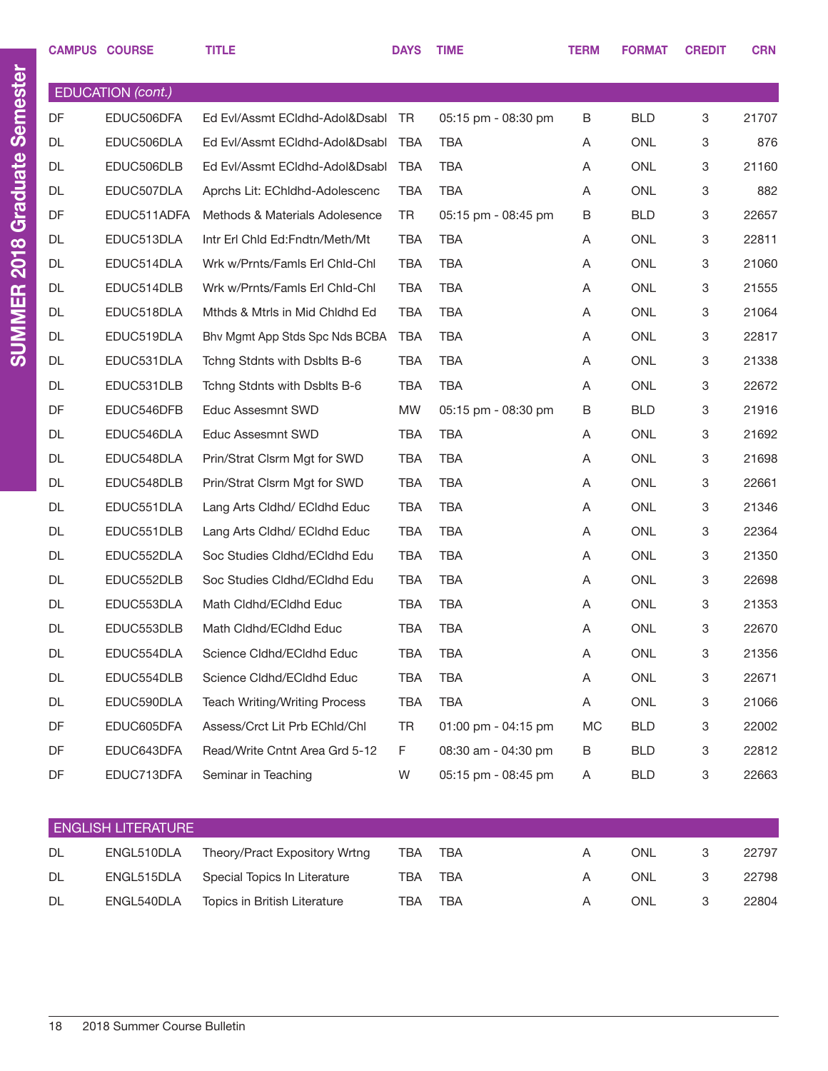| CAMPUS | COURSE | TITLE | DAYS | TIME | TERM | FORMAT | CREDIT | CRN |
|---|---|---|---|---|---|---|---|---|
| **EDUCATION *(cont.)*** | | | | | | | | |
| DF | EDUC506DFA | Ed Evl/Assmt ECldhd-Adol&Dsabl | TR | 05:15 pm - 08:30 pm | B | BLD | 3 | 21707 |
| DL | EDUC506DLA | Ed Evl/Assmt ECldhd-Adol&Dsabl | TBA | TBA | A | ONL | 3 | 876 |
| DL | EDUC506DLB | Ed Evl/Assmt ECldhd-Adol&Dsabl | TBA | TBA | A | ONL | 3 | 21160 |
| DL | EDUC507DLA | Aprchs Lit: EChldhd-Adolescenc | TBA | TBA | A | ONL | 3 | 882 |
| DF | EDUC511ADFA | Methods & Materials Adolesence | TR | 05:15 pm - 08:45 pm | B | BLD | 3 | 22657 |
| DL | EDUC513DLA | Intr Erl Chld Ed:Fndtn/Meth/Mt | TBA | TBA | A | ONL | 3 | 22811 |
| DL | EDUC514DLA | Wrk w/Prnts/Famls Erl Chld-Chl | TBA | TBA | A | ONL | 3 | 21060 |
| DL | EDUC514DLB | Wrk w/Prnts/Famls Erl Chld-Chl | TBA | TBA | A | ONL | 3 | 21555 |
| DL | EDUC518DLA | Mthds & Mtrls in Mid Chldhd Ed | TBA | TBA | A | ONL | 3 | 21064 |
| DL | EDUC519DLA | Bhv Mgmt App Stds Spc Nds BCBA | TBA | TBA | A | ONL | 3 | 22817 |
| DL | EDUC531DLA | Tchng Stdnts with Dsblts B-6 | TBA | TBA | A | ONL | 3 | 21338 |
| DL | EDUC531DLB | Tchng Stdnts with Dsblts B-6 | TBA | TBA | A | ONL | 3 | 22672 |
| DF | EDUC546DFB | Educ Assesmnt SWD | MW | 05:15 pm - 08:30 pm | B | BLD | 3 | 21916 |
| DL | EDUC546DLA | Educ Assesmnt SWD | TBA | TBA | A | ONL | 3 | 21692 |
| DL | EDUC548DLA | Prin/Strat Clsrm Mgt for SWD | TBA | TBA | A | ONL | 3 | 21698 |
| DL | EDUC548DLB | Prin/Strat Clsrm Mgt for SWD | TBA | TBA | A | ONL | 3 | 22661 |
| DL | EDUC551DLA | Lang Arts Cldhd/ ECldhd Educ | TBA | TBA | A | ONL | 3 | 21346 |
| DL | EDUC551DLB | Lang Arts Cldhd/ ECldhd Educ | TBA | TBA | A | ONL | 3 | 22364 |
| DL | EDUC552DLA | Soc Studies Cldhd/ECldhd Edu | TBA | TBA | A | ONL | 3 | 21350 |
| DL | EDUC552DLB | Soc Studies Cldhd/ECldhd Edu | TBA | TBA | A | ONL | 3 | 22698 |
| DL | EDUC553DLA | Math Cldhd/ECldhd Educ | TBA | TBA | A | ONL | 3 | 21353 |
| DL | EDUC553DLB | Math Cldhd/ECldhd Educ | TBA | TBA | A | ONL | 3 | 22670 |
| DL | EDUC554DLA | Science Cldhd/ECldhd Educ | TBA | TBA | A | ONL | 3 | 21356 |
| DL | EDUC554DLB | Science Cldhd/ECldhd Educ | TBA | TBA | A | ONL | 3 | 22671 |
| DL | EDUC590DLA | Teach Writing/Writing Process | TBA | TBA | A | ONL | 3 | 21066 |
| DF | EDUC605DFA | Assess/Crct Lit Prb EChld/Chl | TR | 01:00 pm - 04:15 pm | MC | BLD | 3 | 22002 |
| DF | EDUC643DFA | Read/Write Cntnt Area Grd 5-12 | F | 08:30 am - 04:30 pm | B | BLD | 3 | 22812 |
| DF | EDUC713DFA | Seminar in Teaching | W | 05:15 pm - 08:45 pm | A | BLD | 3 | 22663 |
| **ENGLISH LITERATURE** | | | | | | | | |
| DL | ENGL510DLA | Theory/Pract Expository Wrtng | TBA | TBA | A | ONL | 3 | 22797 |
| DL | ENGL515DLA | Special Topics In Literature | TBA | TBA | A | ONL | 3 | 22798 |
| DL | ENGL540DLA | Topics in British Literature | TBA | TBA | A | ONL | 3 | 22804 |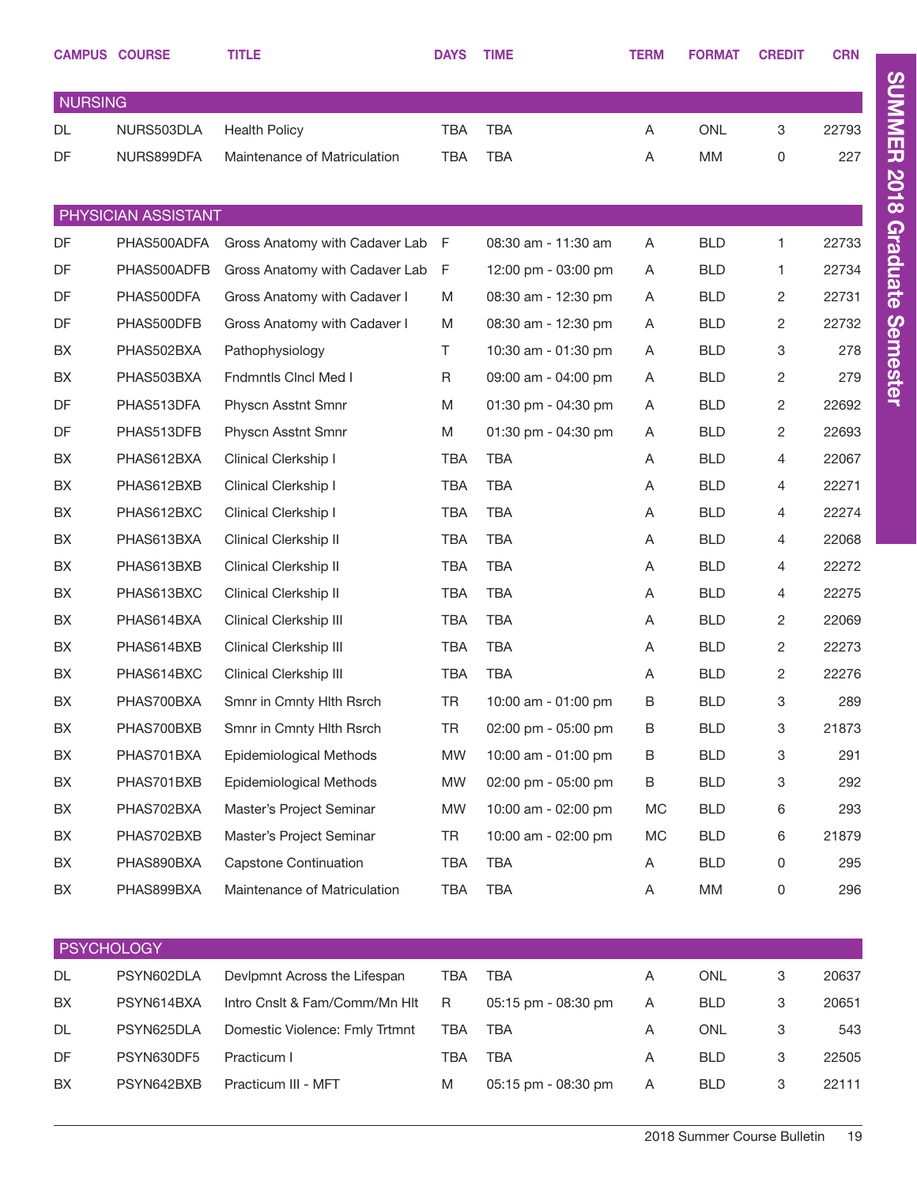| CAMPUS | COURSE | TITLE | DAYS | TIME | TERM | FORMAT | CREDIT | CRN |
|---|---|---|---|---|---|---|---|---|
| **NURSING** | | | | | | | | |
| DL | NURS503DLA | Health Policy | TBA | TBA | A | ONL | 3 | 22793 |
| DF | NURS899DFA | Maintenance of Matriculation | TBA | TBA | A | MM | 0 | 227 |
| **PHYSICIAN ASSISTANT** | | | | | | | | |
| DF | PHAS500ADFA | Gross Anatomy with Cadaver Lab | F | 08:30 am - 11:30 am | A | BLD | 1 | 22733 |
| DF | PHAS500ADFB | Gross Anatomy with Cadaver Lab | F | 12:00 pm - 03:00 pm | A | BLD | 1 | 22734 |
| DF | PHAS500DFA | Gross Anatomy with Cadaver I | M | 08:30 am - 12:30 pm | A | BLD | 2 | 22731 |
| DF | PHAS500DFB | Gross Anatomy with Cadaver I | M | 08:30 am - 12:30 pm | A | BLD | 2 | 22732 |
| BX | PHAS502BXA | Pathophysiology | T | 10:30 am - 01:30 pm | A | BLD | 3 | 278 |
| BX | PHAS503BXA | Fndmntls Clncl Med I | R | 09:00 am - 04:00 pm | A | BLD | 2 | 279 |
| DF | PHAS513DFA | Physcn Asstnt Smnr | M | 01:30 pm - 04:30 pm | A | BLD | 2 | 22692 |
| DF | PHAS513DFB | Physcn Asstnt Smnr | M | 01:30 pm - 04:30 pm | A | BLD | 2 | 22693 |
| BX | PHAS612BXA | Clinical Clerkship I | TBA | TBA | A | BLD | 4 | 22067 |
| BX | PHAS612BXB | Clinical Clerkship I | TBA | TBA | A | BLD | 4 | 22271 |
| BX | PHAS612BXC | Clinical Clerkship I | TBA | TBA | A | BLD | 4 | 22274 |
| BX | PHAS613BXA | Clinical Clerkship II | TBA | TBA | A | BLD | 4 | 22068 |
| BX | PHAS613BXB | Clinical Clerkship II | TBA | TBA | A | BLD | 4 | 22272 |
| BX | PHAS613BXC | Clinical Clerkship II | TBA | TBA | A | BLD | 4 | 22275 |
| BX | PHAS614BXA | Clinical Clerkship III | TBA | TBA | A | BLD | 2 | 22069 |
| BX | PHAS614BXB | Clinical Clerkship III | TBA | TBA | A | BLD | 2 | 22273 |
| BX | PHAS614BXC | Clinical Clerkship III | TBA | TBA | A | BLD | 2 | 22276 |
| BX | PHAS700BXA | Smnr in Cmnty Hlth Rsrch | TR | 10:00 am - 01:00 pm | B | BLD | 3 | 289 |
| BX | PHAS700BXB | Smnr in Cmnty Hlth Rsrch | TR | 02:00 pm - 05:00 pm | B | BLD | 3 | 21873 |
| BX | PHAS701BXA | Epidemiological Methods | MW | 10:00 am - 01:00 pm | B | BLD | 3 | 291 |
| BX | PHAS701BXB | Epidemiological Methods | MW | 02:00 pm - 05:00 pm | B | BLD | 3 | 292 |
| BX | PHAS702BXA | Master's Project Seminar | MW | 10:00 am - 02:00 pm | MC | BLD | 6 | 293 |
| BX | PHAS702BXB | Master's Project Seminar | TR | 10:00 am - 02:00 pm | MC | BLD | 6 | 21879 |
| BX | PHAS890BXA | Capstone Continuation | TBA | TBA | A | BLD | 0 | 295 |
| BX | PHAS899BXA | Maintenance of Matriculation | TBA | TBA | A | MM | 0 | 296 |
| **PSYCHOLOGY** | | | | | | | | |
| DL | PSYN602DLA | Devlpmnt Across the Lifespan | TBA | TBA | A | ONL | 3 | 20637 |
| BX | PSYN614BXA | Intro Cnslt & Fam/Comm/Mn Hlt | R | 05:15 pm - 08:30 pm | A | BLD | 3 | 20651 |
| DL | PSYN625DLA | Domestic Violence: Fmly Trtmnt | TBA | TBA | A | ONL | 3 | 543 |
| DF | PSYN630DF5 | Practicum I | TBA | TBA | A | BLD | 3 | 22505 |
| BX | PSYN642BXB | Practicum III - MFT | M | 05:15 pm - 08:30 pm | A | BLD | 3 | 22111 |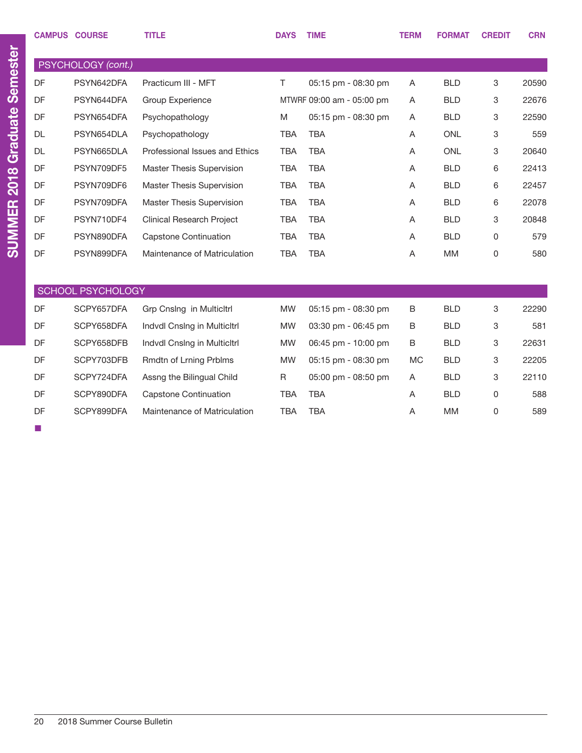| CAMPUS | COURSE | TITLE | DAYS | TIME | TERM | FORMAT | CREDIT | CRN |
|---|---|---|---|---|---|---|---|---|
| **PSYCHOLOGY *(cont.)*** | | | | | | | | |
| DF | PSYN642DFA | Practicum III - MFT | T | 05:15 pm - 08:30 pm | A | BLD | 3 | 20590 |
| DF | PSYN644DFA | Group Experience | MTWRF | 09:00 am - 05:00 pm | A | BLD | 3 | 22676 |
| DF | PSYN654DFA | Psychopathology | M | 05:15 pm - 08:30 pm | A | BLD | 3 | 22590 |
| DL | PSYN654DLA | Psychopathology | TBA | TBA | A | ONL | 3 | 559 |
| DL | PSYN665DLA | Professional Issues and Ethics | TBA | TBA | A | ONL | 3 | 20640 |
| DF | PSYN709DF5 | Master Thesis Supervision | TBA | TBA | A | BLD | 6 | 22413 |
| DF | PSYN709DF6 | Master Thesis Supervision | TBA | TBA | A | BLD | 6 | 22457 |
| DF | PSYN709DFA | Master Thesis Supervision | TBA | TBA | A | BLD | 6 | 22078 |
| DF | PSYN710DF4 | Clinical Research Project | TBA | TBA | A | BLD | 3 | 20848 |
| DF | PSYN890DFA | Capstone Continuation | TBA | TBA | A | BLD | 0 | 579 |
| DF | PSYN899DFA | Maintenance of Matriculation | TBA | TBA | A | MM | 0 | 580 |
| **SCHOOL PSYCHOLOGY** | | | | | | | | |
| DF | SCPY657DFA | Grp Cnslng in Multicltrl | MW | 05:15 pm - 08:30 pm | B | BLD | 3 | 22290 |
| DF | SCPY658DFA | Indvdl Cnslng in Multicltrl | MW | 03:30 pm - 06:45 pm | B | BLD | 3 | 581 |
| DF | SCPY658DFB | Indvdl Cnslng in Multicltrl | MW | 06:45 pm - 10:00 pm | B | BLD | 3 | 22631 |
| DF | SCPY703DFB | Rmdtn of Lrning Prblms | MW | 05:15 pm - 08:30 pm | MC | BLD | 3 | 22205 |
| DF | SCPY724DFA | Assng the Bilingual Child | R | 05:00 pm - 08:50 pm | A | BLD | 3 | 22110 |
| DF | SCPY890DFA | Capstone Continuation | TBA | TBA | A | BLD | 0 | 588 |
| DF | SCPY899DFA | Maintenance of Matriculation | TBA | TBA | A | MM | 0 | 589 |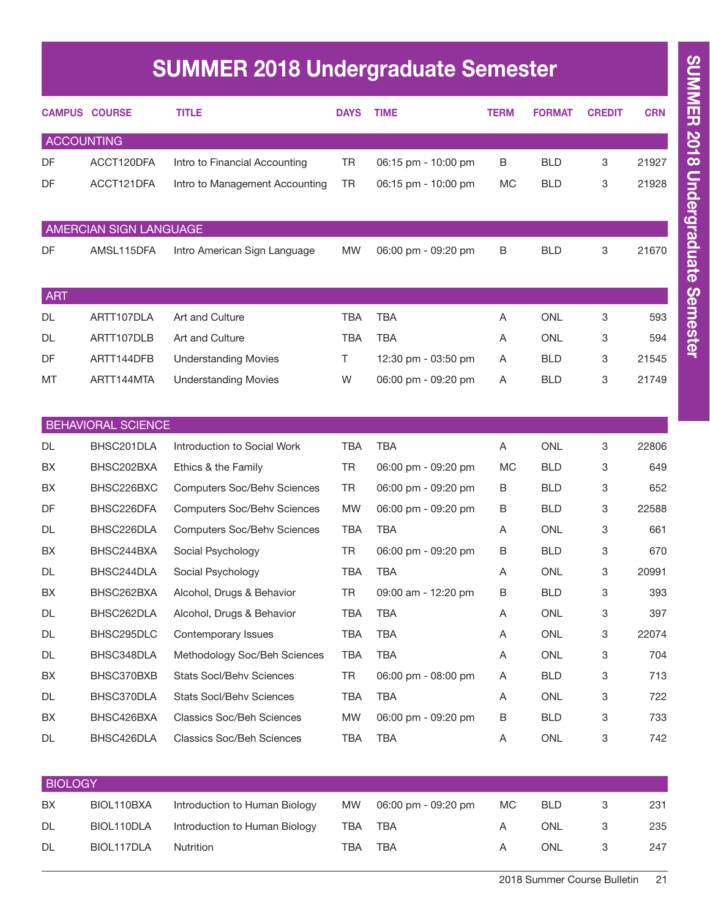# SUMMER 2018 Undergraduate Semester

| CAMPUS | COURSE | TITLE | DAYS | TIME | TERM | FORMAT | CREDIT | CRN |
|---|---|---|---|---|---|---|---|---|
| **ACCOUNTING** | | | | | | | | |
| DF | ACCT120DFA | Intro to Financial Accounting | TR | 06:15 pm - 10:00 pm | B | BLD | 3 | 21927 |
| DF | ACCT121DFA | Intro to Management Accounting | TR | 06:15 pm - 10:00 pm | MC | BLD | 3 | 21928 |
| **AMERCIAN SIGN LANGUAGE** | | | | | | | | |
| DF | AMSL115DFA | Intro American Sign Language | MW | 06:00 pm - 09:20 pm | B | BLD | 3 | 21670 |
| **ART** | | | | | | | | |
| DL | ARTT107DLA | Art and Culture | TBA | TBA | A | ONL | 3 | 593 |
| DL | ARTT107DLB | Art and Culture | TBA | TBA | A | ONL | 3 | 594 |
| DF | ARTT144DFB | Understanding Movies | T | 12:30 pm - 03:50 pm | A | BLD | 3 | 21545 |
| MT | ARTT144MTA | Understanding Movies | W | 06:00 pm - 09:20 pm | A | BLD | 3 | 21749 |
| **BEHAVIORAL SCIENCE** | | | | | | | | |
| DL | BHSC201DLA | Introduction to Social Work | TBA | TBA | A | ONL | 3 | 22806 |
| BX | BHSC202BXA | Ethics & the Family | TR | 06:00 pm - 09:20 pm | MC | BLD | 3 | 649 |
| BX | BHSC226BXC | Computers Soc/Behv Sciences | TR | 06:00 pm - 09:20 pm | B | BLD | 3 | 652 |
| DF | BHSC226DFA | Computers Soc/Behv Sciences | MW | 06:00 pm - 09:20 pm | B | BLD | 3 | 22588 |
| DL | BHSC226DLA | Computers Soc/Behv Sciences | TBA | TBA | A | ONL | 3 | 661 |
| BX | BHSC244BXA | Social Psychology | TR | 06:00 pm - 09:20 pm | B | BLD | 3 | 670 |
| DL | BHSC244DLA | Social Psychology | TBA | TBA | A | ONL | 3 | 20991 |
| BX | BHSC262BXA | Alcohol, Drugs & Behavior | TR | 09:00 am - 12:20 pm | B | BLD | 3 | 393 |
| DL | BHSC262DLA | Alcohol, Drugs & Behavior | TBA | TBA | A | ONL | 3 | 397 |
| DL | BHSC295DLC | Contemporary Issues | TBA | TBA | A | ONL | 3 | 22074 |
| DL | BHSC348DLA | Methodology Soc/Beh Sciences | TBA | TBA | A | ONL | 3 | 704 |
| BX | BHSC370BXB | Stats Socl/Behv Sciences | TR | 06:00 pm - 08:00 pm | A | BLD | 3 | 713 |
| DL | BHSC370DLA | Stats Socl/Behv Sciences | TBA | TBA | A | ONL | 3 | 722 |
| BX | BHSC426BXA | Classics Soc/Beh Sciences | MW | 06:00 pm - 09:20 pm | B | BLD | 3 | 733 |
| DL | BHSC426DLA | Classics Soc/Beh Sciences | TBA | TBA | A | ONL | 3 | 742 |
| **BIOLOGY** | | | | | | | | |
| BX | BIOL110BXA | Introduction to Human Biology | MW | 06:00 pm - 09:20 pm | MC | BLD | 3 | 231 |
| DL | BIOL110DLA | Introduction to Human Biology | TBA | TBA | A | ONL | 3 | 235 |
| DL | BIOL117DLA | Nutrition | TBA | TBA | A | ONL | 3 | 247 |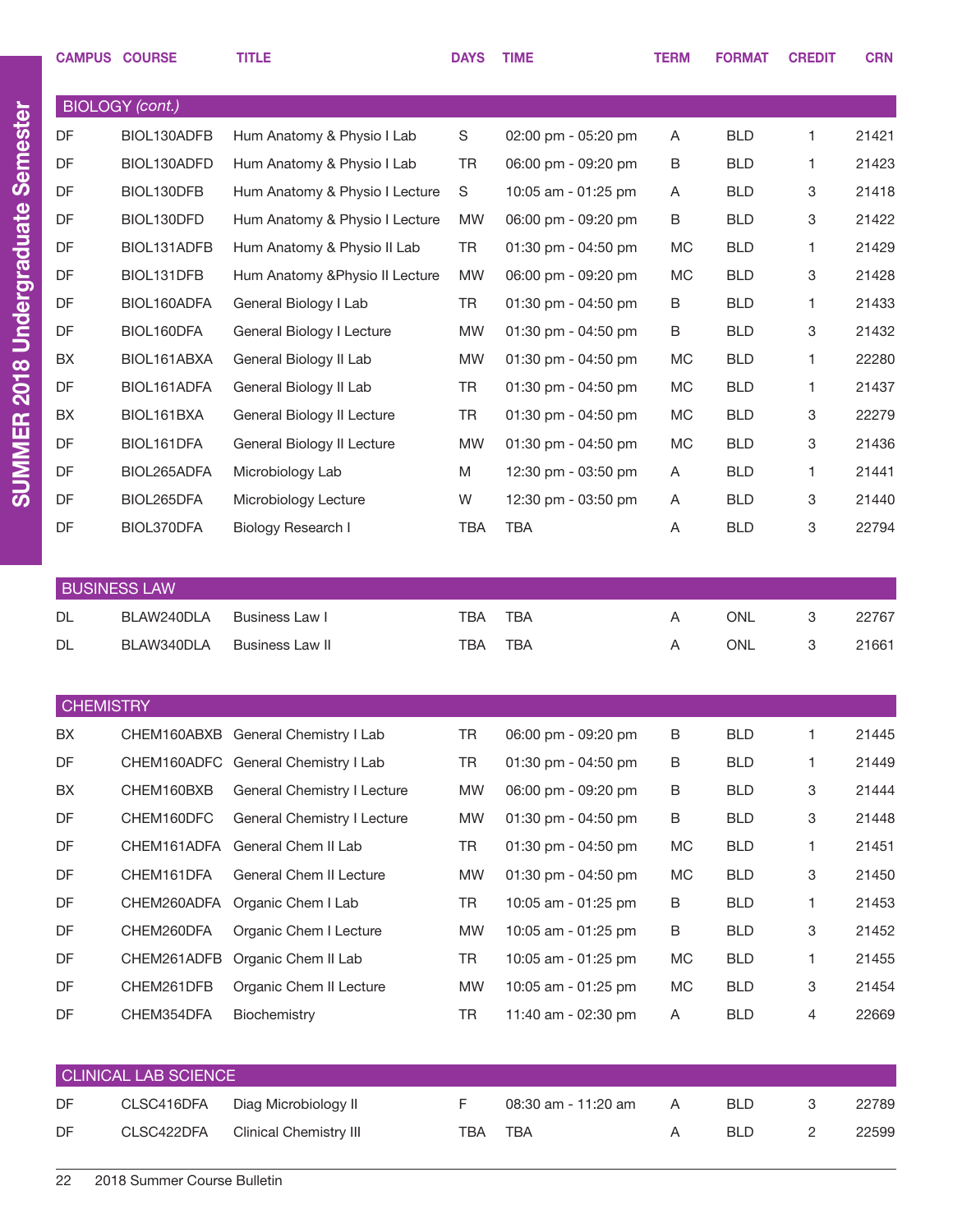| CAMPUS | COURSE | TITLE | DAYS | TIME | TERM | FORMAT | CREDIT | CRN |
|---|---|---|---|---|---|---|---|---|
| **BIOLOGY** *(cont.)* | | | | | | | | |
| DF | BIOL130ADFB | Hum Anatomy & Physio I Lab | S | 02:00 pm - 05:20 pm | A | BLD | 1 | 21421 |
| DF | BIOL130ADFD | Hum Anatomy & Physio I Lab | TR | 06:00 pm - 09:20 pm | B | BLD | 1 | 21423 |
| DF | BIOL130DFB | Hum Anatomy & Physio I Lecture | S | 10:05 am - 01:25 pm | A | BLD | 3 | 21418 |
| DF | BIOL130DFD | Hum Anatomy & Physio I Lecture | MW | 06:00 pm - 09:20 pm | B | BLD | 3 | 21422 |
| DF | BIOL131ADFB | Hum Anatomy & Physio II Lab | TR | 01:30 pm - 04:50 pm | MC | BLD | 1 | 21429 |
| DF | BIOL131DFB | Hum Anatomy &Physio II Lecture | MW | 06:00 pm - 09:20 pm | MC | BLD | 3 | 21428 |
| DF | BIOL160ADFA | General Biology I Lab | TR | 01:30 pm - 04:50 pm | B | BLD | 1 | 21433 |
| DF | BIOL160DFA | General Biology I Lecture | MW | 01:30 pm - 04:50 pm | B | BLD | 3 | 21432 |
| BX | BIOL161ABXA | General Biology II Lab | MW | 01:30 pm - 04:50 pm | MC | BLD | 1 | 22280 |
| DF | BIOL161ADFA | General Biology II Lab | TR | 01:30 pm - 04:50 pm | MC | BLD | 1 | 21437 |
| BX | BIOL161BXA | General Biology II Lecture | TR | 01:30 pm - 04:50 pm | MC | BLD | 3 | 22279 |
| DF | BIOL161DFA | General Biology II Lecture | MW | 01:30 pm - 04:50 pm | MC | BLD | 3 | 21436 |
| DF | BIOL265ADFA | Microbiology Lab | M | 12:30 pm - 03:50 pm | A | BLD | 1 | 21441 |
| DF | BIOL265DFA | Microbiology Lecture | W | 12:30 pm - 03:50 pm | A | BLD | 3 | 21440 |
| DF | BIOL370DFA | Biology Research I | TBA | TBA | A | BLD | 3 | 22794 |
| **BUSINESS LAW** | | | | | | | | |
| DL | BLAW240DLA | Business Law I | TBA | TBA | A | ONL | 3 | 22767 |
| DL | BLAW340DLA | Business Law II | TBA | TBA | A | ONL | 3 | 21661 |
| **CHEMISTRY** | | | | | | | | |
| BX | CHEM160ABXB | General Chemistry I Lab | TR | 06:00 pm - 09:20 pm | B | BLD | 1 | 21445 |
| DF | CHEM160ADFC | General Chemistry I Lab | TR | 01:30 pm - 04:50 pm | B | BLD | 1 | 21449 |
| BX | CHEM160BXB | General Chemistry I Lecture | MW | 06:00 pm - 09:20 pm | B | BLD | 3 | 21444 |
| DF | CHEM160DFC | General Chemistry I Lecture | MW | 01:30 pm - 04:50 pm | B | BLD | 3 | 21448 |
| DF | CHEM161ADFA | General Chem II Lab | TR | 01:30 pm - 04:50 pm | MC | BLD | 1 | 21451 |
| DF | CHEM161DFA | General Chem II Lecture | MW | 01:30 pm - 04:50 pm | MC | BLD | 3 | 21450 |
| DF | CHEM260ADFA | Organic Chem I Lab | TR | 10:05 am - 01:25 pm | B | BLD | 1 | 21453 |
| DF | CHEM260DFA | Organic Chem I Lecture | MW | 10:05 am - 01:25 pm | B | BLD | 3 | 21452 |
| DF | CHEM261ADFB | Organic Chem II Lab | TR | 10:05 am - 01:25 pm | MC | BLD | 1 | 21455 |
| DF | CHEM261DFB | Organic Chem II Lecture | MW | 10:05 am - 01:25 pm | MC | BLD | 3 | 21454 |
| DF | CHEM354DFA | Biochemistry | TR | 11:40 am - 02:30 pm | A | BLD | 4 | 22669 |
| **CLINICAL LAB SCIENCE** | | | | | | | | |
| DF | CLSC416DFA | Diag Microbiology II | F | 08:30 am - 11:20 am | A | BLD | 3 | 22789 |
| DF | CLSC422DFA | Clinical Chemistry III | TBA | TBA | A | BLD | 2 | 22599 |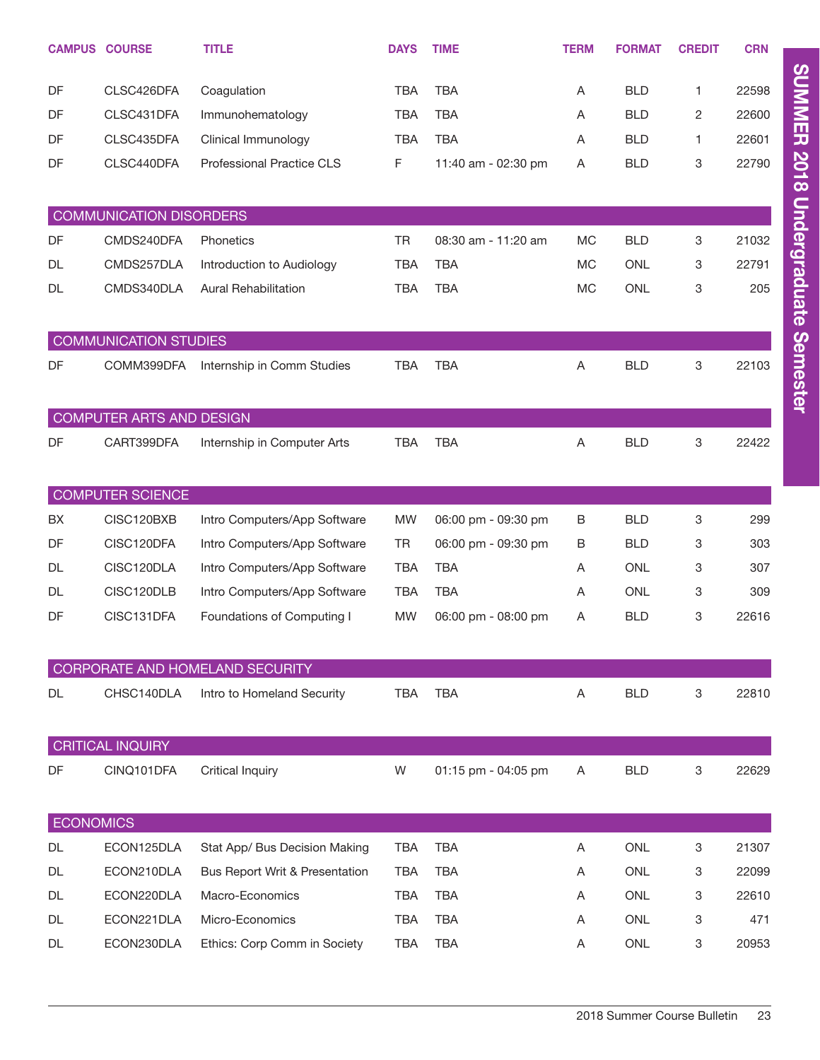| CAMPUS | COURSE | TITLE | DAYS | TIME | TERM | FORMAT | CREDIT | CRN |
|---|---|---|---|---|---|---|---|---|
| DF | CLSC426DFA | Coagulation | TBA | TBA | A | BLD | 1 | 22598 |
| DF | CLSC431DFA | Immunohematology | TBA | TBA | A | BLD | 2 | 22600 |
| DF | CLSC435DFA | Clinical Immunology | TBA | TBA | A | BLD | 1 | 22601 |
| DF | CLSC440DFA | Professional Practice CLS | F | 11:40 am - 02:30 pm | A | BLD | 3 | 22790 |
| **COMMUNICATION DISORDERS** | | | | | | | | |
| DF | CMDS240DFA | Phonetics | TR | 08:30 am - 11:20 am | MC | BLD | 3 | 21032 |
| DL | CMDS257DLA | Introduction to Audiology | TBA | TBA | MC | ONL | 3 | 22791 |
| DL | CMDS340DLA | Aural Rehabilitation | TBA | TBA | MC | ONL | 3 | 205 |
| **COMMUNICATION STUDIES** | | | | | | | | |
| DF | COMM399DFA | Internship in Comm Studies | TBA | TBA | A | BLD | 3 | 22103 |
| **COMPUTER ARTS AND DESIGN** | | | | | | | | |
| DF | CART399DFA | Internship in Computer Arts | TBA | TBA | A | BLD | 3 | 22422 |
| **COMPUTER SCIENCE** | | | | | | | | |
| BX | CISC120BXB | Intro Computers/App Software | MW | 06:00 pm - 09:30 pm | B | BLD | 3 | 299 |
| DF | CISC120DFA | Intro Computers/App Software | TR | 06:00 pm - 09:30 pm | B | BLD | 3 | 303 |
| DL | CISC120DLA | Intro Computers/App Software | TBA | TBA | A | ONL | 3 | 307 |
| DL | CISC120DLB | Intro Computers/App Software | TBA | TBA | A | ONL | 3 | 309 |
| DF | CISC131DFA | Foundations of Computing I | MW | 06:00 pm - 08:00 pm | A | BLD | 3 | 22616 |
| **CORPORATE AND HOMELAND SECURITY** | | | | | | | | |
| DL | CHSC140DLA | Intro to Homeland Security | TBA | TBA | A | BLD | 3 | 22810 |
| **CRITICAL INQUIRY** | | | | | | | | |
| DF | CINQ101DFA | Critical Inquiry | W | 01:15 pm - 04:05 pm | A | BLD | 3 | 22629 |
| **ECONOMICS** | | | | | | | | |
| DL | ECON125DLA | Stat App/ Bus Decision Making | TBA | TBA | A | ONL | 3 | 21307 |
| DL | ECON210DLA | Bus Report Writ & Presentation | TBA | TBA | A | ONL | 3 | 22099 |
| DL | ECON220DLA | Macro-Economics | TBA | TBA | A | ONL | 3 | 22610 |
| DL | ECON221DLA | Micro-Economics | TBA | TBA | A | ONL | 3 | 471 |
| DL | ECON230DLA | Ethics: Corp Comm in Society | TBA | TBA | A | ONL | 3 | 20953 |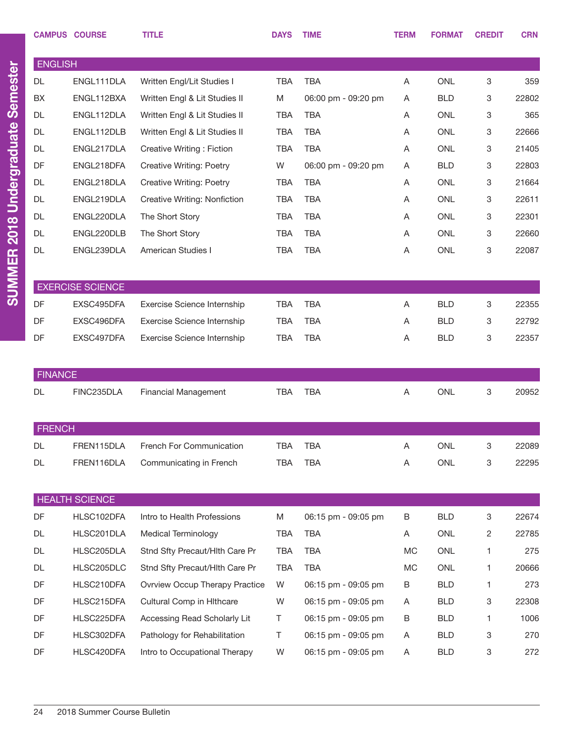| CAMPUS | COURSE | TITLE | DAYS | TIME | TERM | FORMAT | CREDIT | CRN |
|---|---|---|---|---|---|---|---|---|
| **ENGLISH** | | | | | | | | |
| DL | ENGL111DLA | Written Engl/Lit Studies I | TBA | TBA | A | ONL | 3 | 359 |
| BX | ENGL112BXA | Written Engl & Lit Studies II | M | 06:00 pm - 09:20 pm | A | BLD | 3 | 22802 |
| DL | ENGL112DLA | Written Engl & Lit Studies II | TBA | TBA | A | ONL | 3 | 365 |
| DL | ENGL112DLB | Written Engl & Lit Studies II | TBA | TBA | A | ONL | 3 | 22666 |
| DL | ENGL217DLA | Creative Writing : Fiction | TBA | TBA | A | ONL | 3 | 21405 |
| DF | ENGL218DFA | Creative Writing: Poetry | W | 06:00 pm - 09:20 pm | A | BLD | 3 | 22803 |
| DL | ENGL218DLA | Creative Writing: Poetry | TBA | TBA | A | ONL | 3 | 21664 |
| DL | ENGL219DLA | Creative Writing: Nonfiction | TBA | TBA | A | ONL | 3 | 22611 |
| DL | ENGL220DLA | The Short Story | TBA | TBA | A | ONL | 3 | 22301 |
| DL | ENGL220DLB | The Short Story | TBA | TBA | A | ONL | 3 | 22660 |
| DL | ENGL239DLA | American Studies I | TBA | TBA | A | ONL | 3 | 22087 |
| **EXERCISE SCIENCE** | | | | | | | | |
| DF | EXSC495DFA | Exercise Science Internship | TBA | TBA | A | BLD | 3 | 22355 |
| DF | EXSC496DFA | Exercise Science Internship | TBA | TBA | A | BLD | 3 | 22792 |
| DF | EXSC497DFA | Exercise Science Internship | TBA | TBA | A | BLD | 3 | 22357 |
| **FINANCE** | | | | | | | | |
| DL | FINC235DLA | Financial Management | TBA | TBA | A | ONL | 3 | 20952 |
| **FRENCH** | | | | | | | | |
| DL | FREN115DLA | French For Communication | TBA | TBA | A | ONL | 3 | 22089 |
| DL | FREN116DLA | Communicating in French | TBA | TBA | A | ONL | 3 | 22295 |
| **HEALTH SCIENCE** | | | | | | | | |
| DF | HLSC102DFA | Intro to Health Professions | M | 06:15 pm - 09:05 pm | B | BLD | 3 | 22674 |
| DL | HLSC201DLA | Medical Terminology | TBA | TBA | A | ONL | 2 | 22785 |
| DL | HLSC205DLA | Stnd Sfty Precaut/Hlth Care Pr | TBA | TBA | MC | ONL | 1 | 275 |
| DL | HLSC205DLC | Stnd Sfty Precaut/Hlth Care Pr | TBA | TBA | MC | ONL | 1 | 20666 |
| DF | HLSC210DFA | Ovrview Occup Therapy Practice | W | 06:15 pm - 09:05 pm | B | BLD | 1 | 273 |
| DF | HLSC215DFA | Cultural Comp in Hlthcare | W | 06:15 pm - 09:05 pm | A | BLD | 3 | 22308 |
| DF | HLSC225DFA | Accessing Read Scholarly Lit | T | 06:15 pm - 09:05 pm | B | BLD | 1 | 1006 |
| DF | HLSC302DFA | Pathology for Rehabilitation | T | 06:15 pm - 09:05 pm | A | BLD | 3 | 270 |
| DF | HLSC420DFA | Intro to Occupational Therapy | W | 06:15 pm - 09:05 pm | A | BLD | 3 | 272 |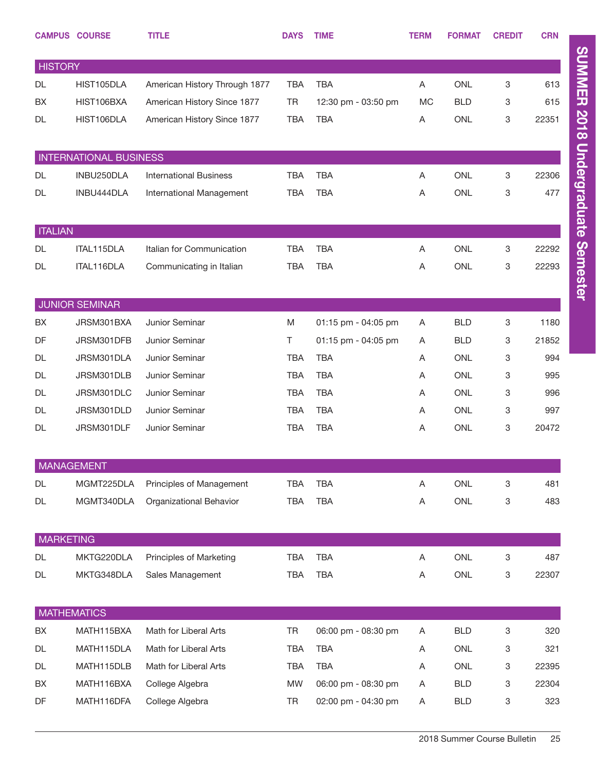| CAMPUS | COURSE | TITLE | DAYS | TIME | TERM | FORMAT | CREDIT | CRN |
|---|---|---|---|---|---|---|---|---|
| **HISTORY** | | | | | | | | |
| DL | HIST105DLA | American History Through 1877 | TBA | TBA | A | ONL | 3 | 613 |
| BX | HIST106BXA | American History Since 1877 | TR | 12:30 pm - 03:50 pm | MC | BLD | 3 | 615 |
| DL | HIST106DLA | American History Since 1877 | TBA | TBA | A | ONL | 3 | 22351 |
| **INTERNATIONAL BUSINESS** | | | | | | | | |
| DL | INBU250DLA | International Business | TBA | TBA | A | ONL | 3 | 22306 |
| DL | INBU444DLA | International Management | TBA | TBA | A | ONL | 3 | 477 |
| **ITALIAN** | | | | | | | | |
| DL | ITAL115DLA | Italian for Communication | TBA | TBA | A | ONL | 3 | 22292 |
| DL | ITAL116DLA | Communicating in Italian | TBA | TBA | A | ONL | 3 | 22293 |
| **JUNIOR SEMINAR** | | | | | | | | |
| BX | JRSM301BXA | Junior Seminar | M | 01:15 pm - 04:05 pm | A | BLD | 3 | 1180 |
| DF | JRSM301DFB | Junior Seminar | T | 01:15 pm - 04:05 pm | A | BLD | 3 | 21852 |
| DL | JRSM301DLA | Junior Seminar | TBA | TBA | A | ONL | 3 | 994 |
| DL | JRSM301DLB | Junior Seminar | TBA | TBA | A | ONL | 3 | 995 |
| DL | JRSM301DLC | Junior Seminar | TBA | TBA | A | ONL | 3 | 996 |
| DL | JRSM301DLD | Junior Seminar | TBA | TBA | A | ONL | 3 | 997 |
| DL | JRSM301DLF | Junior Seminar | TBA | TBA | A | ONL | 3 | 20472 |
| **MANAGEMENT** | | | | | | | | |
| DL | MGMT225DLA | Principles of Management | TBA | TBA | A | ONL | 3 | 481 |
| DL | MGMT340DLA | Organizational Behavior | TBA | TBA | A | ONL | 3 | 483 |
| **MARKETING** | | | | | | | | |
| DL | MKTG220DLA | Principles of Marketing | TBA | TBA | A | ONL | 3 | 487 |
| DL | MKTG348DLA | Sales Management | TBA | TBA | A | ONL | 3 | 22307 |
| **MATHEMATICS** | | | | | | | | |
| BX | MATH115BXA | Math for Liberal Arts | TR | 06:00 pm - 08:30 pm | A | BLD | 3 | 320 |
| DL | MATH115DLA | Math for Liberal Arts | TBA | TBA | A | ONL | 3 | 321 |
| DL | MATH115DLB | Math for Liberal Arts | TBA | TBA | A | ONL | 3 | 22395 |
| BX | MATH116BXA | College Algebra | MW | 06:00 pm - 08:30 pm | A | BLD | 3 | 22304 |
| DF | MATH116DFA | College Algebra | TR | 02:00 pm - 04:30 pm | A | BLD | 3 | 323 |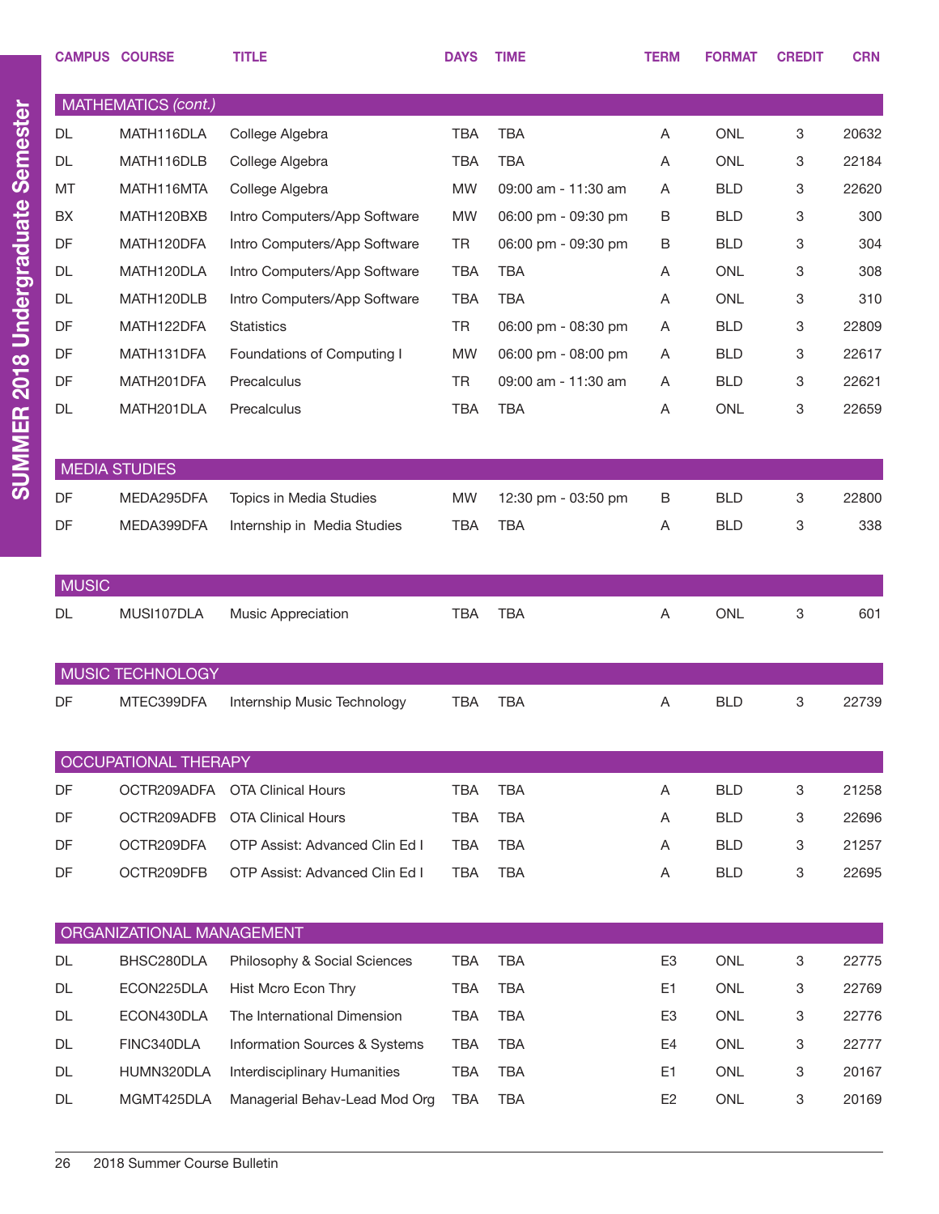| CAMPUS | COURSE | TITLE | DAYS | TIME | TERM | FORMAT | CREDIT | CRN |
|---|---|---|---|---|---|---|---|---|
| **MATHEMATICS *(cont.)*** | | | | | | | | |
| DL | MATH116DLA | College Algebra | TBA | TBA | A | ONL | 3 | 20632 |
| DL | MATH116DLB | College Algebra | TBA | TBA | A | ONL | 3 | 22184 |
| MT | MATH116MTA | College Algebra | MW | 09:00 am - 11:30 am | A | BLD | 3 | 22620 |
| BX | MATH120BXB | Intro Computers/App Software | MW | 06:00 pm - 09:30 pm | B | BLD | 3 | 300 |
| DF | MATH120DFA | Intro Computers/App Software | TR | 06:00 pm - 09:30 pm | B | BLD | 3 | 304 |
| DL | MATH120DLA | Intro Computers/App Software | TBA | TBA | A | ONL | 3 | 308 |
| DL | MATH120DLB | Intro Computers/App Software | TBA | TBA | A | ONL | 3 | 310 |
| DF | MATH122DFA | Statistics | TR | 06:00 pm - 08:30 pm | A | BLD | 3 | 22809 |
| DF | MATH131DFA | Foundations of Computing I | MW | 06:00 pm - 08:00 pm | A | BLD | 3 | 22617 |
| DF | MATH201DFA | Precalculus | TR | 09:00 am - 11:30 am | A | BLD | 3 | 22621 |
| DL | MATH201DLA | Precalculus | TBA | TBA | A | ONL | 3 | 22659 |
| **MEDIA STUDIES** | | | | | | | | |
| DF | MEDA295DFA | Topics in Media Studies | MW | 12:30 pm - 03:50 pm | B | BLD | 3 | 22800 |
| DF | MEDA399DFA | Internship in Media Studies | TBA | TBA | A | BLD | 3 | 338 |
| **MUSIC** | | | | | | | | |
| DL | MUSI107DLA | Music Appreciation | TBA | TBA | A | ONL | 3 | 601 |
| **MUSIC TECHNOLOGY** | | | | | | | | |
| DF | MTEC399DFA | Internship Music Technology | TBA | TBA | A | BLD | 3 | 22739 |
| **OCCUPATIONAL THERAPY** | | | | | | | | |
| DF | OCTR209ADFA | OTA Clinical Hours | TBA | TBA | A | BLD | 3 | 21258 |
| DF | OCTR209ADFB | OTA Clinical Hours | TBA | TBA | A | BLD | 3 | 22696 |
| DF | OCTR209DFA | OTP Assist: Advanced Clin Ed I | TBA | TBA | A | BLD | 3 | 21257 |
| DF | OCTR209DFB | OTP Assist: Advanced Clin Ed I | TBA | TBA | A | BLD | 3 | 22695 |
| **ORGANIZATIONAL MANAGEMENT** | | | | | | | | |
| DL | BHSC280DLA | Philosophy & Social Sciences | TBA | TBA | E3 | ONL | 3 | 22775 |
| DL | ECON225DLA | Hist Mcro Econ Thry | TBA | TBA | E1 | ONL | 3 | 22769 |
| DL | ECON430DLA | The International Dimension | TBA | TBA | E3 | ONL | 3 | 22776 |
| DL | FINC340DLA | Information Sources & Systems | TBA | TBA | E4 | ONL | 3 | 22777 |
| DL | HUMN320DLA | Interdisciplinary Humanities | TBA | TBA | E1 | ONL | 3 | 20167 |
| DL | MGMT425DLA | Managerial Behav-Lead Mod Org | TBA | TBA | E2 | ONL | 3 | 20169 |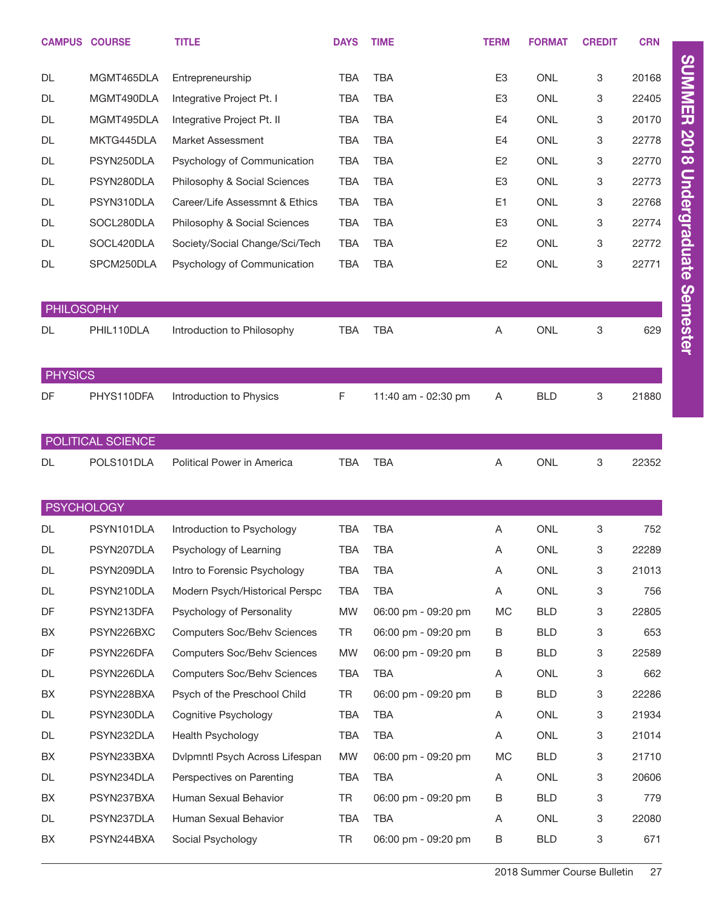| CAMPUS | COURSE | TITLE | DAYS | TIME | TERM | FORMAT | CREDIT | CRN |
|---|---|---|---|---|---|---|---|---|
| DL | MGMT465DLA | Entrepreneurship | TBA | TBA | E3 | ONL | 3 | 20168 |
| DL | MGMT490DLA | Integrative Project Pt. I | TBA | TBA | E3 | ONL | 3 | 22405 |
| DL | MGMT495DLA | Integrative Project Pt. II | TBA | TBA | E4 | ONL | 3 | 20170 |
| DL | MKTG445DLA | Market Assessment | TBA | TBA | E4 | ONL | 3 | 22778 |
| DL | PSYN250DLA | Psychology of Communication | TBA | TBA | E2 | ONL | 3 | 22770 |
| DL | PSYN280DLA | Philosophy & Social Sciences | TBA | TBA | E3 | ONL | 3 | 22773 |
| DL | PSYN310DLA | Career/Life Assessmnt & Ethics | TBA | TBA | E1 | ONL | 3 | 22768 |
| DL | SOCL280DLA | Philosophy & Social Sciences | TBA | TBA | E3 | ONL | 3 | 22774 |
| DL | SOCL420DLA | Society/Social Change/Sci/Tech | TBA | TBA | E2 | ONL | 3 | 22772 |
| DL | SPCM250DLA | Psychology of Communication | TBA | TBA | E2 | ONL | 3 | 22771 |

## PHILOSOPHY

| CAMPUS | COURSE | TITLE | DAYS | TIME | TERM | FORMAT | CREDIT | CRN |
|---|---|---|---|---|---|---|---|---|
| DL | PHIL110DLA | Introduction to Philosophy | TBA | TBA | A | ONL | 3 | 629 |

## PHYSICS

| CAMPUS | COURSE | TITLE | DAYS | TIME | TERM | FORMAT | CREDIT | CRN |
|---|---|---|---|---|---|---|---|---|
| DF | PHYS110DFA | Introduction to Physics | F | 11:40 am - 02:30 pm | A | BLD | 3 | 21880 |

## POLITICAL SCIENCE

| CAMPUS | COURSE | TITLE | DAYS | TIME | TERM | FORMAT | CREDIT | CRN |
|---|---|---|---|---|---|---|---|---|
| DL | POLS101DLA | Political Power in America | TBA | TBA | A | ONL | 3 | 22352 |

## PSYCHOLOGY

| CAMPUS | COURSE | TITLE | DAYS | TIME | TERM | FORMAT | CREDIT | CRN |
|---|---|---|---|---|---|---|---|---|
| DL | PSYN101DLA | Introduction to Psychology | TBA | TBA | A | ONL | 3 | 752 |
| DL | PSYN207DLA | Psychology of Learning | TBA | TBA | A | ONL | 3 | 22289 |
| DL | PSYN209DLA | Intro to Forensic Psychology | TBA | TBA | A | ONL | 3 | 21013 |
| DL | PSYN210DLA | Modern Psych/Historical Perspc | TBA | TBA | A | ONL | 3 | 756 |
| DF | PSYN213DFA | Psychology of Personality | MW | 06:00 pm - 09:20 pm | MC | BLD | 3 | 22805 |
| BX | PSYN226BXC | Computers Soc/Behv Sciences | TR | 06:00 pm - 09:20 pm | B | BLD | 3 | 653 |
| DF | PSYN226DFA | Computers Soc/Behv Sciences | MW | 06:00 pm - 09:20 pm | B | BLD | 3 | 22589 |
| DL | PSYN226DLA | Computers Soc/Behv Sciences | TBA | TBA | A | ONL | 3 | 662 |
| BX | PSYN228BXA | Psych of the Preschool Child | TR | 06:00 pm - 09:20 pm | B | BLD | 3 | 22286 |
| DL | PSYN230DLA | Cognitive Psychology | TBA | TBA | A | ONL | 3 | 21934 |
| DL | PSYN232DLA | Health Psychology | TBA | TBA | A | ONL | 3 | 21014 |
| BX | PSYN233BXA | Dvlpmntl Psych Across Lifespan | MW | 06:00 pm - 09:20 pm | MC | BLD | 3 | 21710 |
| DL | PSYN234DLA | Perspectives on Parenting | TBA | TBA | A | ONL | 3 | 20606 |
| BX | PSYN237BXA | Human Sexual Behavior | TR | 06:00 pm - 09:20 pm | B | BLD | 3 | 779 |
| DL | PSYN237DLA | Human Sexual Behavior | TBA | TBA | A | ONL | 3 | 22080 |
| BX | PSYN244BXA | Social Psychology | TR | 06:00 pm - 09:20 pm | B | BLD | 3 | 671 |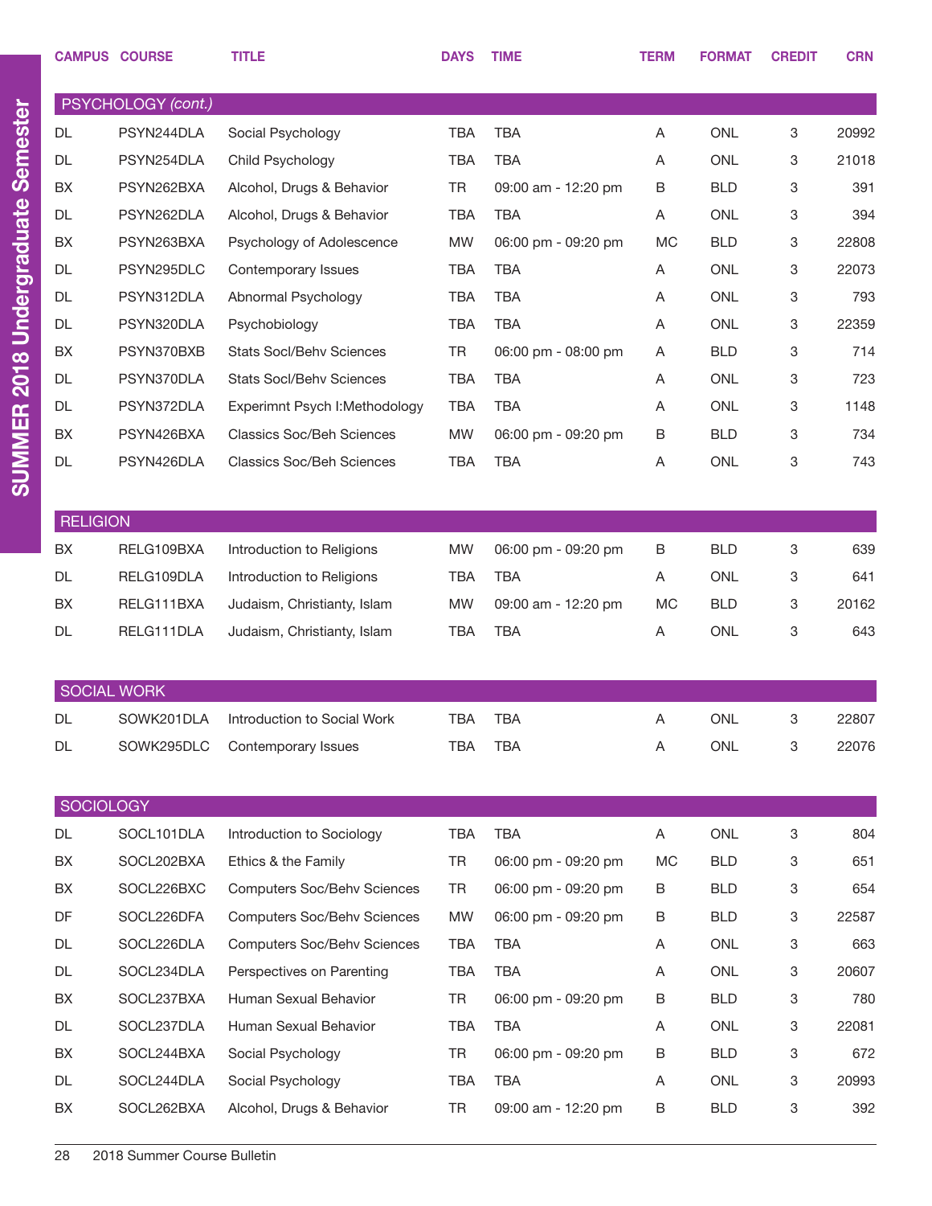| CAMPUS | COURSE | TITLE | DAYS | TIME | TERM | FORMAT | CREDIT | CRN |
|---|---|---|---|---|---|---|---|---|
| **PSYCHOLOGY *(cont.)*** | | | | | | | | |
| DL | PSYN244DLA | Social Psychology | TBA | TBA | A | ONL | 3 | 20992 |
| DL | PSYN254DLA | Child Psychology | TBA | TBA | A | ONL | 3 | 21018 |
| BX | PSYN262BXA | Alcohol, Drugs & Behavior | TR | 09:00 am - 12:20 pm | B | BLD | 3 | 391 |
| DL | PSYN262DLA | Alcohol, Drugs & Behavior | TBA | TBA | A | ONL | 3 | 394 |
| BX | PSYN263BXA | Psychology of Adolescence | MW | 06:00 pm - 09:20 pm | MC | BLD | 3 | 22808 |
| DL | PSYN295DLC | Contemporary Issues | TBA | TBA | A | ONL | 3 | 22073 |
| DL | PSYN312DLA | Abnormal Psychology | TBA | TBA | A | ONL | 3 | 793 |
| DL | PSYN320DLA | Psychobiology | TBA | TBA | A | ONL | 3 | 22359 |
| BX | PSYN370BXB | Stats Socl/Behv Sciences | TR | 06:00 pm - 08:00 pm | A | BLD | 3 | 714 |
| DL | PSYN370DLA | Stats Socl/Behv Sciences | TBA | TBA | A | ONL | 3 | 723 |
| DL | PSYN372DLA | Experimnt Psych I:Methodology | TBA | TBA | A | ONL | 3 | 1148 |
| BX | PSYN426BXA | Classics Soc/Beh Sciences | MW | 06:00 pm - 09:20 pm | B | BLD | 3 | 734 |
| DL | PSYN426DLA | Classics Soc/Beh Sciences | TBA | TBA | A | ONL | 3 | 743 |
| **RELIGION** | | | | | | | | |
| BX | RELG109BXA | Introduction to Religions | MW | 06:00 pm - 09:20 pm | B | BLD | 3 | 639 |
| DL | RELG109DLA | Introduction to Religions | TBA | TBA | A | ONL | 3 | 641 |
| BX | RELG111BXA | Judaism, Christianty, Islam | MW | 09:00 am - 12:20 pm | MC | BLD | 3 | 20162 |
| DL | RELG111DLA | Judaism, Christianty, Islam | TBA | TBA | A | ONL | 3 | 643 |
| **SOCIAL WORK** | | | | | | | | |
| DL | SOWK201DLA | Introduction to Social Work | TBA | TBA | A | ONL | 3 | 22807 |
| DL | SOWK295DLC | Contemporary Issues | TBA | TBA | A | ONL | 3 | 22076 |
| **SOCIOLOGY** | | | | | | | | |
| DL | SOCL101DLA | Introduction to Sociology | TBA | TBA | A | ONL | 3 | 804 |
| BX | SOCL202BXA | Ethics & the Family | TR | 06:00 pm - 09:20 pm | MC | BLD | 3 | 651 |
| BX | SOCL226BXC | Computers Soc/Behv Sciences | TR | 06:00 pm - 09:20 pm | B | BLD | 3 | 654 |
| DF | SOCL226DFA | Computers Soc/Behv Sciences | MW | 06:00 pm - 09:20 pm | B | BLD | 3 | 22587 |
| DL | SOCL226DLA | Computers Soc/Behv Sciences | TBA | TBA | A | ONL | 3 | 663 |
| DL | SOCL234DLA | Perspectives on Parenting | TBA | TBA | A | ONL | 3 | 20607 |
| BX | SOCL237BXA | Human Sexual Behavior | TR | 06:00 pm - 09:20 pm | B | BLD | 3 | 780 |
| DL | SOCL237DLA | Human Sexual Behavior | TBA | TBA | A | ONL | 3 | 22081 |
| BX | SOCL244BXA | Social Psychology | TR | 06:00 pm - 09:20 pm | B | BLD | 3 | 672 |
| DL | SOCL244DLA | Social Psychology | TBA | TBA | A | ONL | 3 | 20993 |
| BX | SOCL262BXA | Alcohol, Drugs & Behavior | TR | 09:00 am - 12:20 pm | B | BLD | 3 | 392 |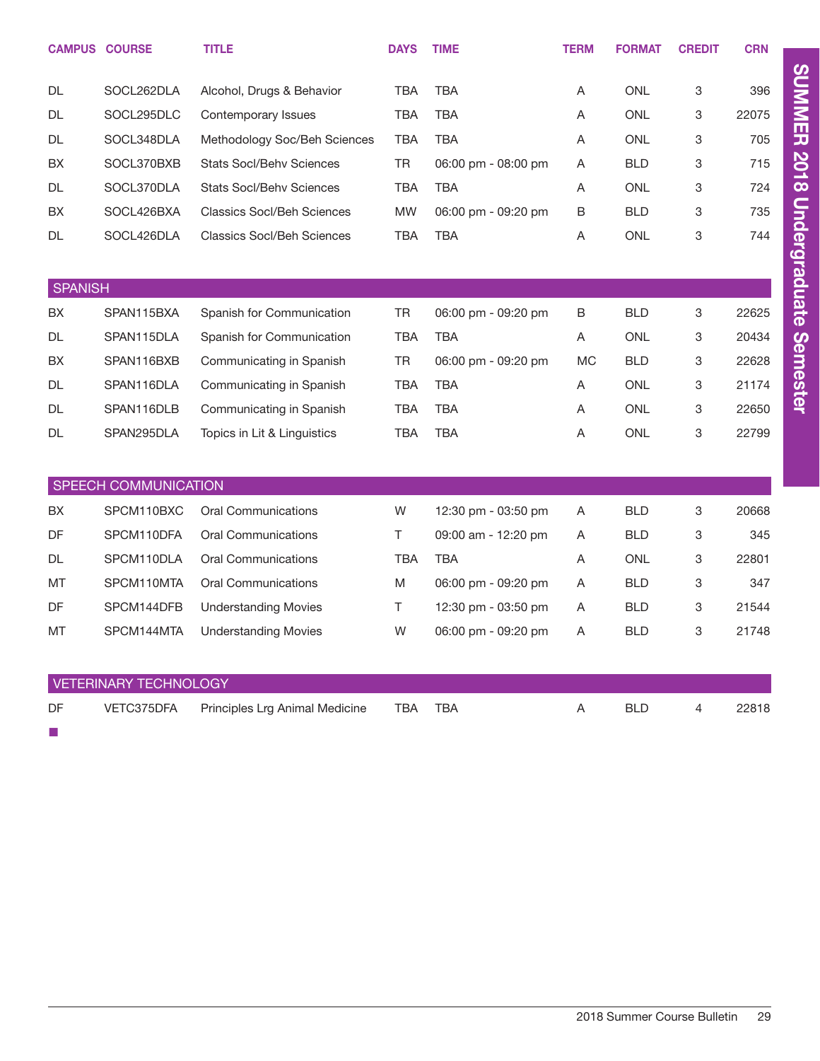| CAMPUS | COURSE | TITLE | DAYS | TIME | TERM | FORMAT | CREDIT | CRN |
|---|---|---|---|---|---|---|---|---|
| DL | SOCL262DLA | Alcohol, Drugs & Behavior | TBA | TBA | A | ONL | 3 | 396 |
| DL | SOCL295DLC | Contemporary Issues | TBA | TBA | A | ONL | 3 | 22075 |
| DL | SOCL348DLA | Methodology Soc/Beh Sciences | TBA | TBA | A | ONL | 3 | 705 |
| BX | SOCL370BXB | Stats Socl/Behv Sciences | TR | 06:00 pm - 08:00 pm | A | BLD | 3 | 715 |
| DL | SOCL370DLA | Stats Socl/Behv Sciences | TBA | TBA | A | ONL | 3 | 724 |
| BX | SOCL426BXA | Classics Socl/Beh Sciences | MW | 06:00 pm - 09:20 pm | B | BLD | 3 | 735 |
| DL | SOCL426DLA | Classics Socl/Beh Sciences | TBA | TBA | A | ONL | 3 | 744 |

## SPANISH

| CAMPUS | COURSE | TITLE | DAYS | TIME | TERM | FORMAT | CREDIT | CRN |
|---|---|---|---|---|---|---|---|---|
| BX | SPAN115BXA | Spanish for Communication | TR | 06:00 pm - 09:20 pm | B | BLD | 3 | 22625 |
| DL | SPAN115DLA | Spanish for Communication | TBA | TBA | A | ONL | 3 | 20434 |
| BX | SPAN116BXB | Communicating in Spanish | TR | 06:00 pm - 09:20 pm | MC | BLD | 3 | 22628 |
| DL | SPAN116DLA | Communicating in Spanish | TBA | TBA | A | ONL | 3 | 21174 |
| DL | SPAN116DLB | Communicating in Spanish | TBA | TBA | A | ONL | 3 | 22650 |
| DL | SPAN295DLA | Topics in Lit & Linguistics | TBA | TBA | A | ONL | 3 | 22799 |

## SPEECH COMMUNICATION

| CAMPUS | COURSE | TITLE | DAYS | TIME | TERM | FORMAT | CREDIT | CRN |
|---|---|---|---|---|---|---|---|---|
| BX | SPCM110BXC | Oral Communications | W | 12:30 pm - 03:50 pm | A | BLD | 3 | 20668 |
| DF | SPCM110DFA | Oral Communications | T | 09:00 am - 12:20 pm | A | BLD | 3 | 345 |
| DL | SPCM110DLA | Oral Communications | TBA | TBA | A | ONL | 3 | 22801 |
| MT | SPCM110MTA | Oral Communications | M | 06:00 pm - 09:20 pm | A | BLD | 3 | 347 |
| DF | SPCM144DFB | Understanding Movies | T | 12:30 pm - 03:50 pm | A | BLD | 3 | 21544 |
| MT | SPCM144MTA | Understanding Movies | W | 06:00 pm - 09:20 pm | A | BLD | 3 | 21748 |

## VETERINARY TECHNOLOGY

| CAMPUS | COURSE | TITLE | DAYS | TIME | TERM | FORMAT | CREDIT | CRN |
|---|---|---|---|---|---|---|---|---|
| DF | VETC375DFA | Principles Lrg Animal Medicine | TBA | TBA | A | BLD | 4 | 22818 |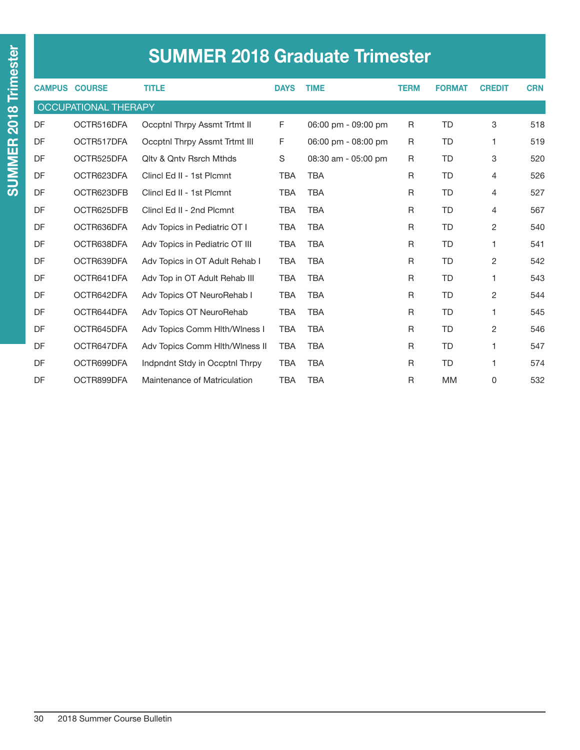# SUMMER 2018 Graduate Trimester

| CAMPUS | COURSE | TITLE | DAYS | TIME | TERM | FORMAT | CREDIT | CRN |
|---|---|---|---|---|---|---|---|---|
| OCCUPATIONAL THERAPY | | | | | | | | |
| DF | OCTR516DFA | Occptnl Thrpy Assmt Trtmt II | F | 06:00 pm - 09:00 pm | R | TD | 3 | 518 |
| DF | OCTR517DFA | Occptnl Thrpy Assmt Trtmt III | F | 06:00 pm - 08:00 pm | R | TD | 1 | 519 |
| DF | OCTR525DFA | Qltv & Qntv Rsrch Mthds | S | 08:30 am - 05:00 pm | R | TD | 3 | 520 |
| DF | OCTR623DFA | Clincl Ed II - 1st Plcmnt | TBA | TBA | R | TD | 4 | 526 |
| DF | OCTR623DFB | Clincl Ed II - 1st Plcmnt | TBA | TBA | R | TD | 4 | 527 |
| DF | OCTR625DFB | Clincl Ed II - 2nd Plcmnt | TBA | TBA | R | TD | 4 | 567 |
| DF | OCTR636DFA | Adv Topics in Pediatric OT I | TBA | TBA | R | TD | 2 | 540 |
| DF | OCTR638DFA | Adv Topics in Pediatric OT III | TBA | TBA | R | TD | 1 | 541 |
| DF | OCTR639DFA | Adv Topics in OT Adult Rehab I | TBA | TBA | R | TD | 2 | 542 |
| DF | OCTR641DFA | Adv Top in OT Adult Rehab III | TBA | TBA | R | TD | 1 | 543 |
| DF | OCTR642DFA | Adv Topics OT NeuroRehab I | TBA | TBA | R | TD | 2 | 544 |
| DF | OCTR644DFA | Adv Topics OT NeuroRehab | TBA | TBA | R | TD | 1 | 545 |
| DF | OCTR645DFA | Adv Topics Comm Hlth/Wlness I | TBA | TBA | R | TD | 2 | 546 |
| DF | OCTR647DFA | Adv Topics Comm Hlth/Wlness II | TBA | TBA | R | TD | 1 | 547 |
| DF | OCTR699DFA | Indpndnt Stdy in Occptnl Thrpy | TBA | TBA | R | TD | 1 | 574 |
| DF | OCTR899DFA | Maintenance of Matriculation | TBA | TBA | R | MM | 0 | 532 |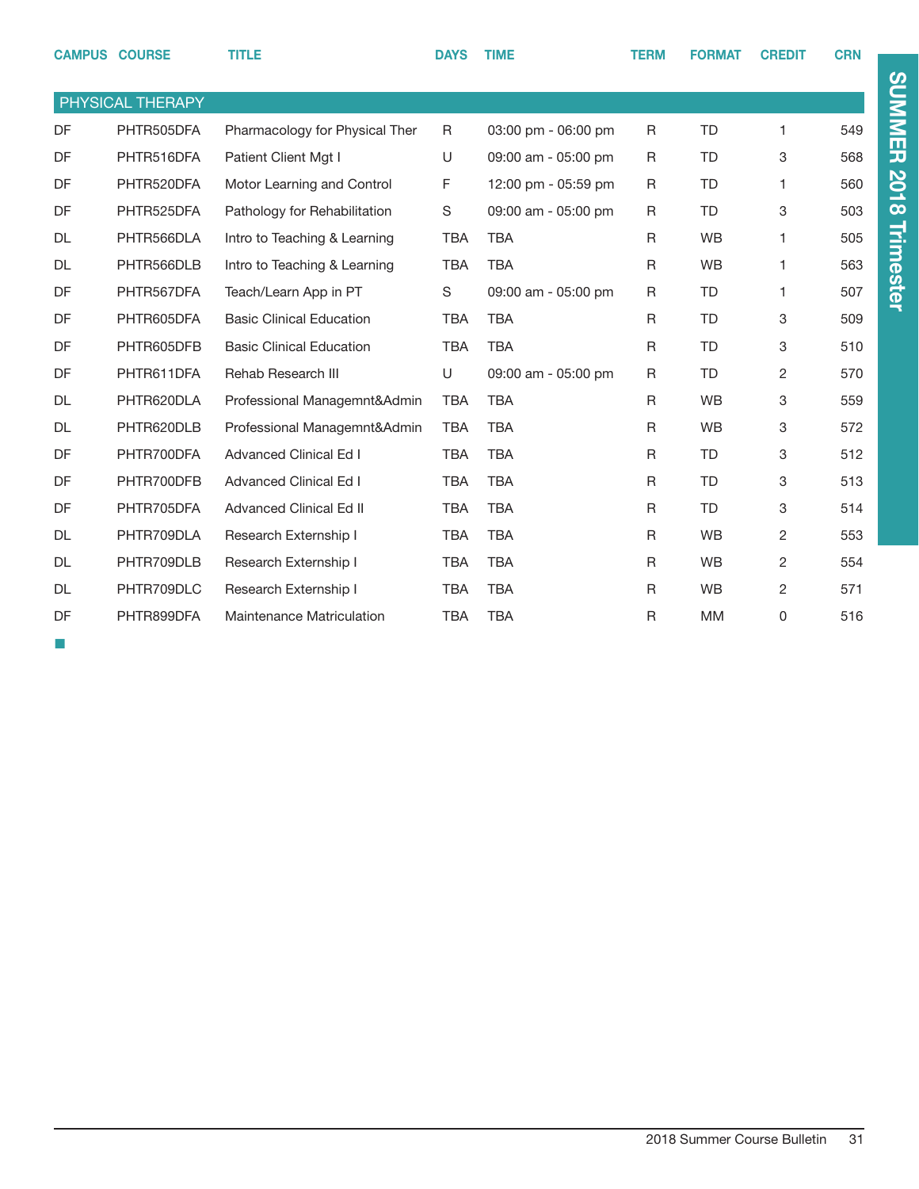| CAMPUS | COURSE | TITLE | DAYS | TIME | TERM | FORMAT | CREDIT | CRN |
|---|---|---|---|---|---|---|---|---|
| **PHYSICAL THERAPY** | | | | | | | | |
| DF | PHTR505DFA | Pharmacology for Physical Ther | R | 03:00 pm - 06:00 pm | R | TD | 1 | 549 |
| DF | PHTR516DFA | Patient Client Mgt I | U | 09:00 am - 05:00 pm | R | TD | 3 | 568 |
| DF | PHTR520DFA | Motor Learning and Control | F | 12:00 pm - 05:59 pm | R | TD | 1 | 560 |
| DF | PHTR525DFA | Pathology for Rehabilitation | S | 09:00 am - 05:00 pm | R | TD | 3 | 503 |
| DL | PHTR566DLA | Intro to Teaching & Learning | TBA | TBA | R | WB | 1 | 505 |
| DL | PHTR566DLB | Intro to Teaching & Learning | TBA | TBA | R | WB | 1 | 563 |
| DF | PHTR567DFA | Teach/Learn App in PT | S | 09:00 am - 05:00 pm | R | TD | 1 | 507 |
| DF | PHTR605DFA | Basic Clinical Education | TBA | TBA | R | TD | 3 | 509 |
| DF | PHTR605DFB | Basic Clinical Education | TBA | TBA | R | TD | 3 | 510 |
| DF | PHTR611DFA | Rehab Research III | U | 09:00 am - 05:00 pm | R | TD | 2 | 570 |
| DL | PHTR620DLA | Professional Managemnt&Admin | TBA | TBA | R | WB | 3 | 559 |
| DL | PHTR620DLB | Professional Managemnt&Admin | TBA | TBA | R | WB | 3 | 572 |
| DF | PHTR700DFA | Advanced Clinical Ed I | TBA | TBA | R | TD | 3 | 512 |
| DF | PHTR700DFB | Advanced Clinical Ed I | TBA | TBA | R | TD | 3 | 513 |
| DF | PHTR705DFA | Advanced Clinical Ed II | TBA | TBA | R | TD | 3 | 514 |
| DL | PHTR709DLA | Research Externship I | TBA | TBA | R | WB | 2 | 553 |
| DL | PHTR709DLB | Research Externship I | TBA | TBA | R | WB | 2 | 554 |
| DL | PHTR709DLC | Research Externship I | TBA | TBA | R | WB | 2 | 571 |
| DF | PHTR899DFA | Maintenance Matriculation | TBA | TBA | R | MM | 0 | 516 |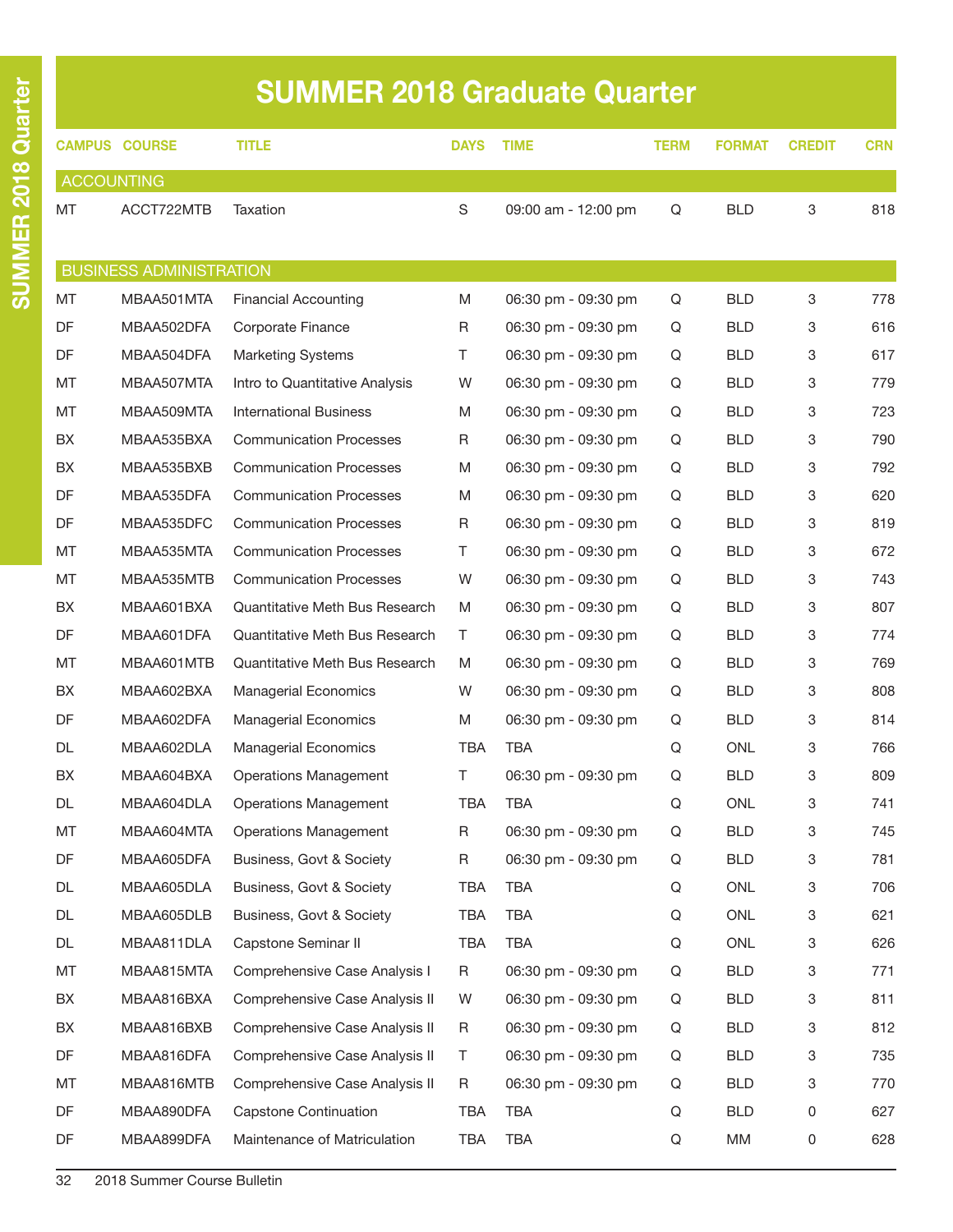# SUMMER 2018 Graduate Quarter

| CAMPUS | COURSE | TITLE | DAYS | TIME | TERM | FORMAT | CREDIT | CRN |
|---|---|---|---|---|---|---|---|---|
| **ACCOUNTING** | | | | | | | | |
| MT | ACCT722MTB | Taxation | S | 09:00 am - 12:00 pm | Q | BLD | 3 | 818 |
| **BUSINESS ADMINISTRATION** | | | | | | | | |
| MT | MBAA501MTA | Financial Accounting | M | 06:30 pm - 09:30 pm | Q | BLD | 3 | 778 |
| DF | MBAA502DFA | Corporate Finance | R | 06:30 pm - 09:30 pm | Q | BLD | 3 | 616 |
| DF | MBAA504DFA | Marketing Systems | T | 06:30 pm - 09:30 pm | Q | BLD | 3 | 617 |
| MT | MBAA507MTA | Intro to Quantitative Analysis | W | 06:30 pm - 09:30 pm | Q | BLD | 3 | 779 |
| MT | MBAA509MTA | International Business | M | 06:30 pm - 09:30 pm | Q | BLD | 3 | 723 |
| BX | MBAA535BXA | Communication Processes | R | 06:30 pm - 09:30 pm | Q | BLD | 3 | 790 |
| BX | MBAA535BXB | Communication Processes | M | 06:30 pm - 09:30 pm | Q | BLD | 3 | 792 |
| DF | MBAA535DFA | Communication Processes | M | 06:30 pm - 09:30 pm | Q | BLD | 3 | 620 |
| DF | MBAA535DFC | Communication Processes | R | 06:30 pm - 09:30 pm | Q | BLD | 3 | 819 |
| MT | MBAA535MTA | Communication Processes | T | 06:30 pm - 09:30 pm | Q | BLD | 3 | 672 |
| MT | MBAA535MTB | Communication Processes | W | 06:30 pm - 09:30 pm | Q | BLD | 3 | 743 |
| BX | MBAA601BXA | Quantitative Meth Bus Research | M | 06:30 pm - 09:30 pm | Q | BLD | 3 | 807 |
| DF | MBAA601DFA | Quantitative Meth Bus Research | T | 06:30 pm - 09:30 pm | Q | BLD | 3 | 774 |
| MT | MBAA601MTB | Quantitative Meth Bus Research | M | 06:30 pm - 09:30 pm | Q | BLD | 3 | 769 |
| BX | MBAA602BXA | Managerial Economics | W | 06:30 pm - 09:30 pm | Q | BLD | 3 | 808 |
| DF | MBAA602DFA | Managerial Economics | M | 06:30 pm - 09:30 pm | Q | BLD | 3 | 814 |
| DL | MBAA602DLA | Managerial Economics | TBA | TBA | Q | ONL | 3 | 766 |
| BX | MBAA604BXA | Operations Management | T | 06:30 pm - 09:30 pm | Q | BLD | 3 | 809 |
| DL | MBAA604DLA | Operations Management | TBA | TBA | Q | ONL | 3 | 741 |
| MT | MBAA604MTA | Operations Management | R | 06:30 pm - 09:30 pm | Q | BLD | 3 | 745 |
| DF | MBAA605DFA | Business, Govt & Society | R | 06:30 pm - 09:30 pm | Q | BLD | 3 | 781 |
| DL | MBAA605DLA | Business, Govt & Society | TBA | TBA | Q | ONL | 3 | 706 |
| DL | MBAA605DLB | Business, Govt & Society | TBA | TBA | Q | ONL | 3 | 621 |
| DL | MBAA811DLA | Capstone Seminar II | TBA | TBA | Q | ONL | 3 | 626 |
| MT | MBAA815MTA | Comprehensive Case Analysis I | R | 06:30 pm - 09:30 pm | Q | BLD | 3 | 771 |
| BX | MBAA816BXA | Comprehensive Case Analysis II | W | 06:30 pm - 09:30 pm | Q | BLD | 3 | 811 |
| BX | MBAA816BXB | Comprehensive Case Analysis II | R | 06:30 pm - 09:30 pm | Q | BLD | 3 | 812 |
| DF | MBAA816DFA | Comprehensive Case Analysis II | T | 06:30 pm - 09:30 pm | Q | BLD | 3 | 735 |
| MT | MBAA816MTB | Comprehensive Case Analysis II | R | 06:30 pm - 09:30 pm | Q | BLD | 3 | 770 |
| DF | MBAA890DFA | Capstone Continuation | TBA | TBA | Q | BLD | 0 | 627 |
| DF | MBAA899DFA | Maintenance of Matriculation | TBA | TBA | Q | MM | 0 | 628 |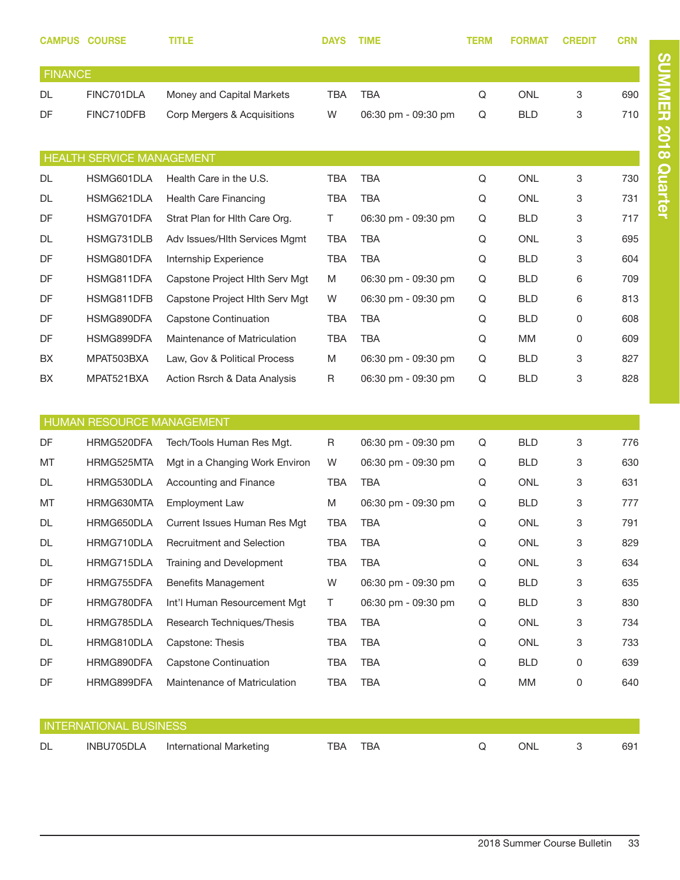| CAMPUS | COURSE | TITLE | DAYS | TIME | TERM | FORMAT | CREDIT | CRN |
|---|---|---|---|---|---|---|---|---|
| **FINANCE** | | | | | | | | |
| DL | FINC701DLA | Money and Capital Markets | TBA | TBA | Q | ONL | 3 | 690 |
| DF | FINC710DFB | Corp Mergers & Acquisitions | W | 06:30 pm - 09:30 pm | Q | BLD | 3 | 710 |
| **HEALTH SERVICE MANAGEMENT** | | | | | | | | |
| DL | HSMG601DLA | Health Care in the U.S. | TBA | TBA | Q | ONL | 3 | 730 |
| DL | HSMG621DLA | Health Care Financing | TBA | TBA | Q | ONL | 3 | 731 |
| DF | HSMG701DFA | Strat Plan for Hlth Care Org. | T | 06:30 pm - 09:30 pm | Q | BLD | 3 | 717 |
| DL | HSMG731DLB | Adv Issues/Hlth Services Mgmt | TBA | TBA | Q | ONL | 3 | 695 |
| DF | HSMG801DFA | Internship Experience | TBA | TBA | Q | BLD | 3 | 604 |
| DF | HSMG811DFA | Capstone Project Hlth Serv Mgt | M | 06:30 pm - 09:30 pm | Q | BLD | 6 | 709 |
| DF | HSMG811DFB | Capstone Project Hlth Serv Mgt | W | 06:30 pm - 09:30 pm | Q | BLD | 6 | 813 |
| DF | HSMG890DFA | Capstone Continuation | TBA | TBA | Q | BLD | 0 | 608 |
| DF | HSMG899DFA | Maintenance of Matriculation | TBA | TBA | Q | MM | 0 | 609 |
| BX | MPAT503BXA | Law, Gov & Political Process | M | 06:30 pm - 09:30 pm | Q | BLD | 3 | 827 |
| BX | MPAT521BXA | Action Rsrch & Data Analysis | R | 06:30 pm - 09:30 pm | Q | BLD | 3 | 828 |
| **HUMAN RESOURCE MANAGEMENT** | | | | | | | | |
| DF | HRMG520DFA | Tech/Tools Human Res Mgt. | R | 06:30 pm - 09:30 pm | Q | BLD | 3 | 776 |
| MT | HRMG525MTA | Mgt in a Changing Work Environ | W | 06:30 pm - 09:30 pm | Q | BLD | 3 | 630 |
| DL | HRMG530DLA | Accounting and Finance | TBA | TBA | Q | ONL | 3 | 631 |
| MT | HRMG630MTA | Employment Law | M | 06:30 pm - 09:30 pm | Q | BLD | 3 | 777 |
| DL | HRMG650DLA | Current Issues Human Res Mgt | TBA | TBA | Q | ONL | 3 | 791 |
| DL | HRMG710DLA | Recruitment and Selection | TBA | TBA | Q | ONL | 3 | 829 |
| DL | HRMG715DLA | Training and Development | TBA | TBA | Q | ONL | 3 | 634 |
| DF | HRMG755DFA | Benefits Management | W | 06:30 pm - 09:30 pm | Q | BLD | 3 | 635 |
| DF | HRMG780DFA | Int'l Human Resourcement Mgt | T | 06:30 pm - 09:30 pm | Q | BLD | 3 | 830 |
| DL | HRMG785DLA | Research Techniques/Thesis | TBA | TBA | Q | ONL | 3 | 734 |
| DL | HRMG810DLA | Capstone: Thesis | TBA | TBA | Q | ONL | 3 | 733 |
| DF | HRMG890DFA | Capstone Continuation | TBA | TBA | Q | BLD | 0 | 639 |
| DF | HRMG899DFA | Maintenance of Matriculation | TBA | TBA | Q | MM | 0 | 640 |
| **INTERNATIONAL BUSINESS** | | | | | | | | |
| DL | INBU705DLA | International Marketing | TBA | TBA | Q | ONL | 3 | 691 |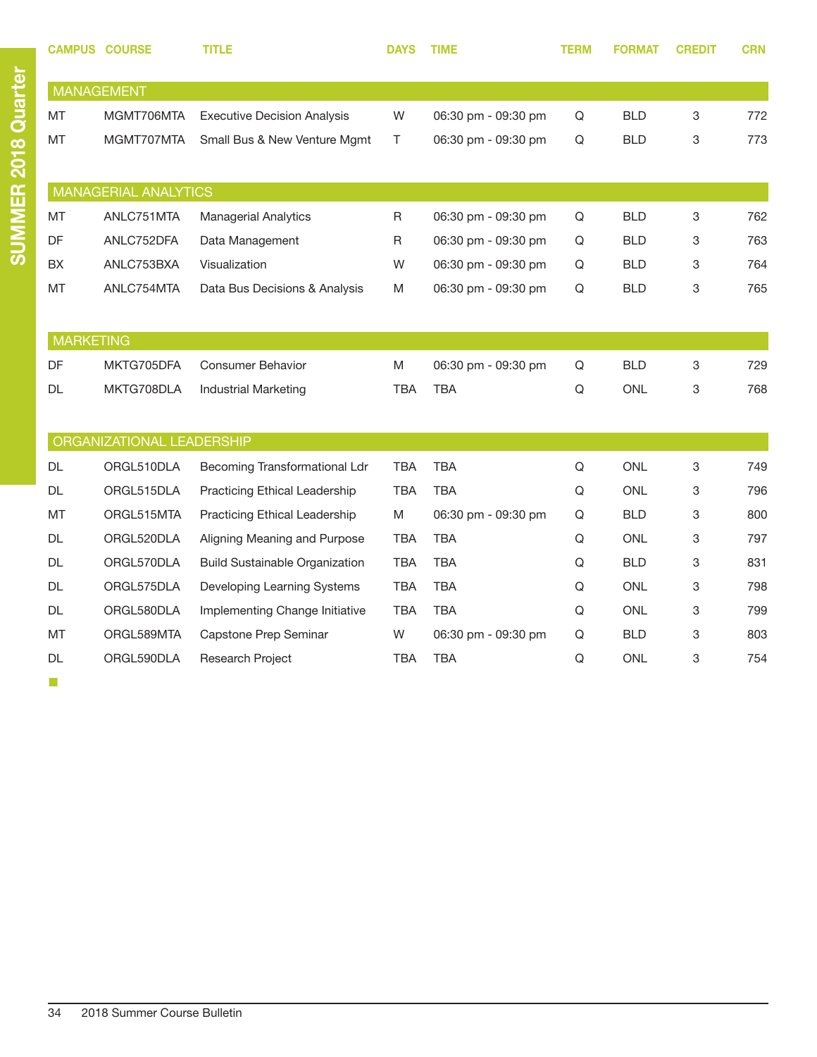| CAMPUS | COURSE | TITLE | DAYS | TIME | TERM | FORMAT | CREDIT | CRN |
|---|---|---|---|---|---|---|---|---|
| **MANAGEMENT** | | | | | | | | |
| MT | MGMT706MTA | Executive Decision Analysis | W | 06:30 pm - 09:30 pm | Q | BLD | 3 | 772 |
| MT | MGMT707MTA | Small Bus & New Venture Mgmt | T | 06:30 pm - 09:30 pm | Q | BLD | 3 | 773 |
| **MANAGERIAL ANALYTICS** | | | | | | | | |
| MT | ANLC751MTA | Managerial Analytics | R | 06:30 pm - 09:30 pm | Q | BLD | 3 | 762 |
| DF | ANLC752DFA | Data Management | R | 06:30 pm - 09:30 pm | Q | BLD | 3 | 763 |
| BX | ANLC753BXA | Visualization | W | 06:30 pm - 09:30 pm | Q | BLD | 3 | 764 |
| MT | ANLC754MTA | Data Bus Decisions & Analysis | M | 06:30 pm - 09:30 pm | Q | BLD | 3 | 765 |
| **MARKETING** | | | | | | | | |
| DF | MKTG705DFA | Consumer Behavior | M | 06:30 pm - 09:30 pm | Q | BLD | 3 | 729 |
| DL | MKTG708DLA | Industrial Marketing | TBA | TBA | Q | ONL | 3 | 768 |
| **ORGANIZATIONAL LEADERSHIP** | | | | | | | | |
| DL | ORGL510DLA | Becoming Transformational Ldr | TBA | TBA | Q | ONL | 3 | 749 |
| DL | ORGL515DLA | Practicing Ethical Leadership | TBA | TBA | Q | ONL | 3 | 796 |
| MT | ORGL515MTA | Practicing Ethical Leadership | M | 06:30 pm - 09:30 pm | Q | BLD | 3 | 800 |
| DL | ORGL520DLA | Aligning Meaning and Purpose | TBA | TBA | Q | ONL | 3 | 797 |
| DL | ORGL570DLA | Build Sustainable Organization | TBA | TBA | Q | BLD | 3 | 831 |
| DL | ORGL575DLA | Developing Learning Systems | TBA | TBA | Q | ONL | 3 | 798 |
| DL | ORGL580DLA | Implementing Change Initiative | TBA | TBA | Q | ONL | 3 | 799 |
| MT | ORGL589MTA | Capstone Prep Seminar | W | 06:30 pm - 09:30 pm | Q | BLD | 3 | 803 |
| DL | ORGL590DLA | Research Project | TBA | TBA | Q | ONL | 3 | 754 |